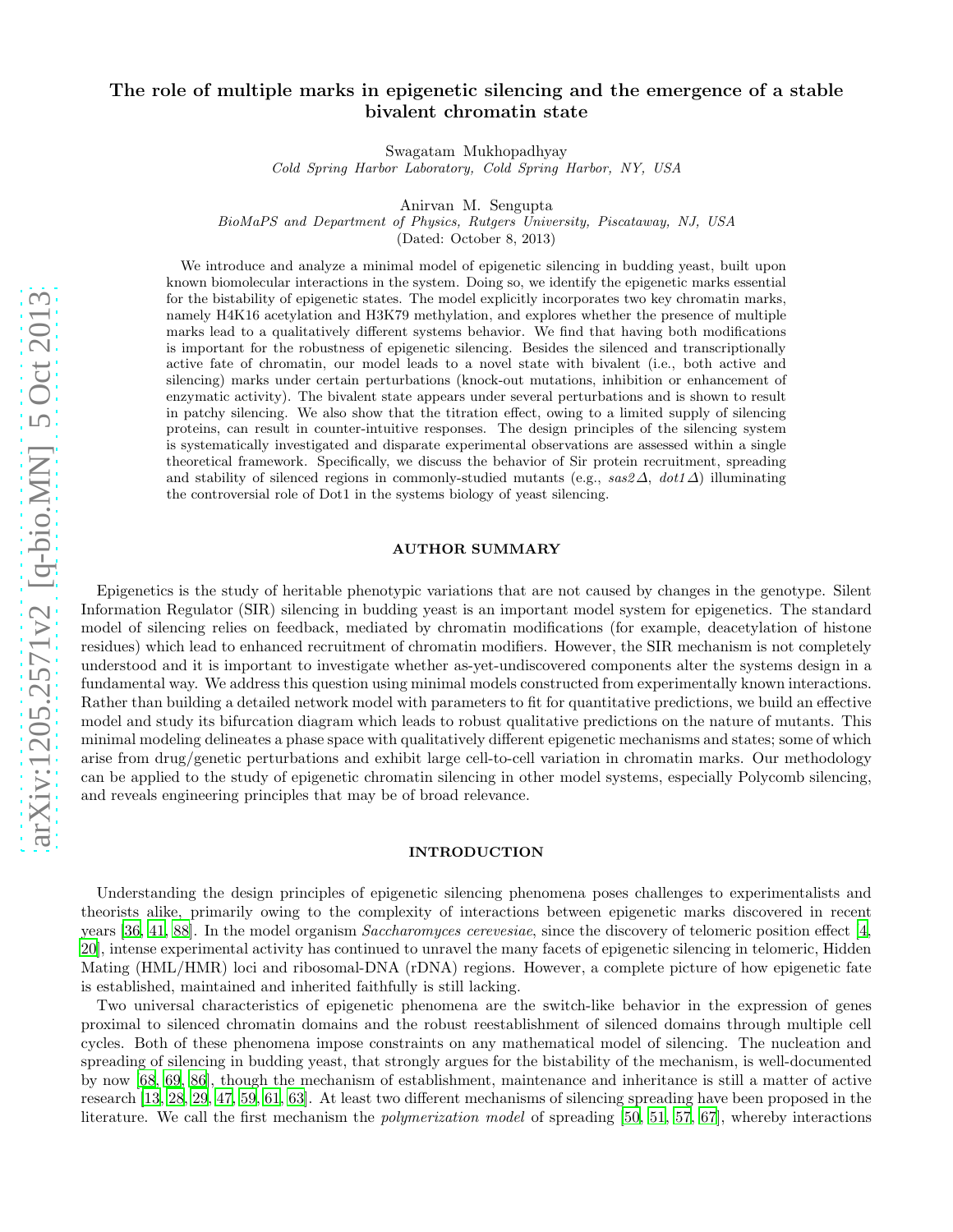# The role of multiple marks in epigenetic silencing and the emergence of a stable bivalent chromatin state

Swagatam Mukhopadhyay
*Cold Spring Harbor Laboratory, Cold Spring Harbor, NY, USA*

Anirvan M. Sengupta
*BioMaPS and Department of Physics, Rutgers University, Piscataway, NJ, USA*
(Dated: October 8, 2013)

We introduce and analyze a minimal model of epigenetic silencing in budding yeast, built upon known biomolecular interactions in the system. Doing so, we identify the epigenetic marks essential for the bistability of epigenetic states. The model explicitly incorporates two key chromatin marks, namely H4K16 acetylation and H3K79 methylation, and explores whether the presence of multiple marks lead to a qualitatively different systems behavior. We find that having both modifications is important for the robustness of epigenetic silencing. Besides the silenced and transcriptionally active fate of chromatin, our model leads to a novel state with bivalent (i.e., both active and silencing) marks under certain perturbations (knock-out mutations, inhibition or enhancement of enzymatic activity). The bivalent state appears under several perturbations and is shown to result in patchy silencing. We also show that the titration effect, owing to a limited supply of silencing proteins, can result in counter-intuitive responses. The design principles of the silencing system is systematically investigated and disparate experimental observations are assessed within a single theoretical framework. Specifically, we discuss the behavior of Sir protein recruitment, spreading and stability of silenced regions in commonly-studied mutants (e.g., *sas2Δ*, *dot1Δ*) illuminating the controversial role of Dot1 in the systems biology of yeast silencing.

## AUTHOR SUMMARY

Epigenetics is the study of heritable phenotypic variations that are not caused by changes in the genotype. Silent Information Regulator (SIR) silencing in budding yeast is an important model system for epigenetics. The standard model of silencing relies on feedback, mediated by chromatin modifications (for example, deacetylation of histone residues) which lead to enhanced recruitment of chromatin modifiers. However, the SIR mechanism is not completely understood and it is important to investigate whether as-yet-undiscovered components alter the systems design in a fundamental way. We address this question using minimal models constructed from experimentally known interactions. Rather than building a detailed network model with parameters to fit for quantitative predictions, we build an effective model and study its bifurcation diagram which leads to robust qualitative predictions on the nature of mutants. This minimal modeling delineates a phase space with qualitatively different epigenetic mechanisms and states; some of which arise from drug/genetic perturbations and exhibit large cell-to-cell variation in chromatin marks. Our methodology can be applied to the study of epigenetic chromatin silencing in other model systems, especially Polycomb silencing, and reveals engineering principles that may be of broad relevance.

## INTRODUCTION

Understanding the design principles of epigenetic silencing phenomena poses challenges to experimentalists and theorists alike, primarily owing to the complexity of interactions between epigenetic marks discovered in recent years [36, 41, 88]. In the model organism *Saccharomyces cerevesiae*, since the discovery of telomeric position effect [4, 20], intense experimental activity has continued to unravel the many facets of epigenetic silencing in telomeric, Hidden Mating (HML/HMR) loci and ribosomal-DNA (rDNA) regions. However, a complete picture of how epigenetic fate is established, maintained and inherited faithfully is still lacking.

Two universal characteristics of epigenetic phenomena are the switch-like behavior in the expression of genes proximal to silenced chromatin domains and the robust reestablishment of silenced domains through multiple cell cycles. Both of these phenomena impose constraints on any mathematical model of silencing. The nucleation and spreading of silencing in budding yeast, that strongly argues for the bistability of the mechanism, is well-documented by now [68, 69, 86], though the mechanism of establishment, maintenance and inheritance is still a matter of active research [13, 28, 29, 47, 59, 61, 63]. At least two different mechanisms of silencing spreading have been proposed in the literature. We call the first mechanism the *polymerization model* of spreading [50, 51, 57, 67], whereby interactions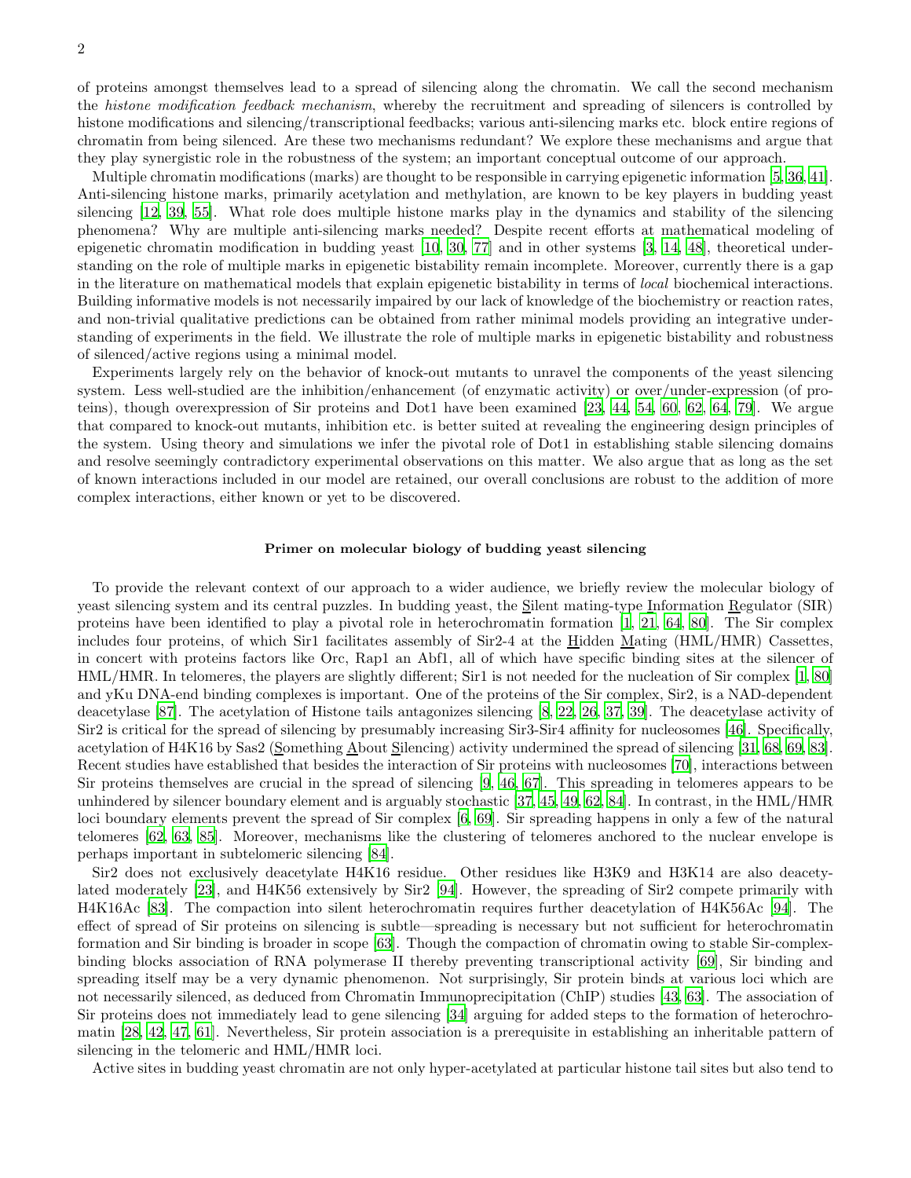of proteins amongst themselves lead to a spread of silencing along the chromatin. We call the second mechanism the *histone modification feedback mechanism*, whereby the recruitment and spreading of silencers is controlled by histone modifications and silencing/transcriptional feedbacks; various anti-silencing marks etc. block entire regions of chromatin from being silenced. Are these two mechanisms redundant? We explore these mechanisms and argue that they play synergistic role in the robustness of the system; an important conceptual outcome of our approach.

Multiple chromatin modifications (marks) are thought to be responsible in carrying epigenetic information [5, 36, 41]. Anti-silencing histone marks, primarily acetylation and methylation, are known to be key players in budding yeast silencing [12, 39, 55]. What role does multiple histone marks play in the dynamics and stability of the silencing phenomena? Why are multiple anti-silencing marks needed? Despite recent efforts at mathematical modeling of epigenetic chromatin modification in budding yeast [10, 30, 77] and in other systems [3, 14, 48], theoretical understanding on the role of multiple marks in epigenetic bistability remain incomplete. Moreover, currently there is a gap in the literature on mathematical models that explain epigenetic bistability in terms of *local* biochemical interactions. Building informative models is not necessarily impaired by our lack of knowledge of the biochemistry or reaction rates, and non-trivial qualitative predictions can be obtained from rather minimal models providing an integrative understanding of experiments in the field. We illustrate the role of multiple marks in epigenetic bistability and robustness of silenced/active regions using a minimal model.

Experiments largely rely on the behavior of knock-out mutants to unravel the components of the yeast silencing system. Less well-studied are the inhibition/enhancement (of enzymatic activity) or over/under-expression (of proteins), though overexpression of Sir proteins and Dot1 have been examined [23, 44, 54, 60, 62, 64, 79]. We argue that compared to knock-out mutants, inhibition etc. is better suited at revealing the engineering design principles of the system. Using theory and simulations we infer the pivotal role of Dot1 in establishing stable silencing domains and resolve seemingly contradictory experimental observations on this matter. We also argue that as long as the set of known interactions included in our model are retained, our overall conclusions are robust to the addition of more complex interactions, either known or yet to be discovered.

## Primer on molecular biology of budding yeast silencing

To provide the relevant context of our approach to a wider audience, we briefly review the molecular biology of yeast silencing system and its central puzzles. In budding yeast, the Silent mating-type Information Regulator (SIR) proteins have been identified to play a pivotal role in heterochromatin formation [1, 21, 64, 80]. The Sir complex includes four proteins, of which Sir1 facilitates assembly of Sir2-4 at the Hidden Mating (HML/HMR) Cassettes, in concert with proteins factors like Orc, Rap1 an Abf1, all of which have specific binding sites at the silencer of HML/HMR. In telomeres, the players are slightly different; Sir1 is not needed for the nucleation of Sir complex [1, 80] and yKu DNA-end binding complexes is important. One of the proteins of the Sir complex, Sir2, is a NAD-dependent deacetylase [87]. The acetylation of Histone tails antagonizes silencing [8, 22, 26, 37, 39]. The deacetylase activity of Sir2 is critical for the spread of silencing by presumably increasing Sir3-Sir4 affinity for nucleosomes [46]. Specifically, acetylation of H4K16 by Sas2 (Something About Silencing) activity undermined the spread of silencing [31, 68, 69, 83]. Recent studies have established that besides the interaction of Sir proteins with nucleosomes [70], interactions between Sir proteins themselves are crucial in the spread of silencing [9, 46, 67]. This spreading in telomeres appears to be unhindered by silencer boundary element and is arguably stochastic [37, 45, 49, 62, 84]. In contrast, in the HML/HMR loci boundary elements prevent the spread of Sir complex [6, 69]. Sir spreading happens in only a few of the natural telomeres [62, 63, 85]. Moreover, mechanisms like the clustering of telomeres anchored to the nuclear envelope is perhaps important in subtelomeric silencing [84].

Sir2 does not exclusively deacetylate H4K16 residue. Other residues like H3K9 and H3K14 are also deacetylated moderately [23], and H4K56 extensively by Sir2 [94]. However, the spreading of Sir2 compete primarily with H4K16Ac [83]. The compaction into silent heterochromatin requires further deacetylation of H4K56Ac [94]. The effect of spread of Sir proteins on silencing is subtle—spreading is necessary but not sufficient for heterochromatin formation and Sir binding is broader in scope [63]. Though the compaction of chromatin owing to stable Sir-complex-binding blocks association of RNA polymerase II thereby preventing transcriptional activity [69], Sir binding and spreading itself may be a very dynamic phenomenon. Not surprisingly, Sir protein binds at various loci which are not necessarily silenced, as deduced from Chromatin Immunoprecipitation (ChIP) studies [43, 63]. The association of Sir proteins does not immediately lead to gene silencing [34] arguing for added steps to the formation of heterochromatin [28, 42, 47, 61]. Nevertheless, Sir protein association is a prerequisite in establishing an inheritable pattern of silencing in the telomeric and HML/HMR loci.

Active sites in budding yeast chromatin are not only hyper-acetylated at particular histone tail sites but also tend to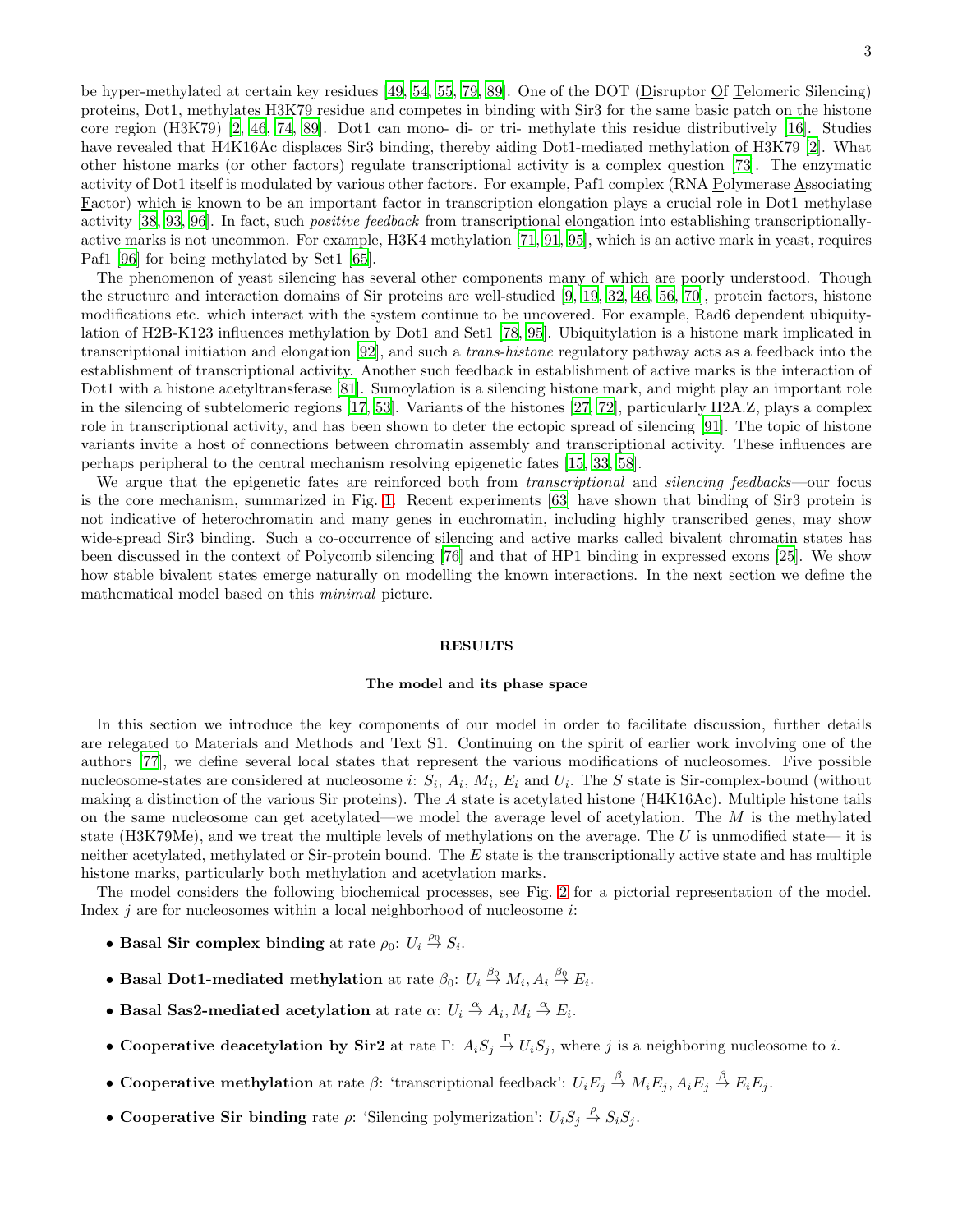be hyper-methylated at certain key residues [49, 54, 55, 79, 89]. One of the DOT (Disruptor Of Telomeric Silencing) proteins, Dot1, methylates H3K79 residue and competes in binding with Sir3 for the same basic patch on the histone core region (H3K79) [2, 46, 74, 89]. Dot1 can mono- di- or tri- methylate this residue distributively [16]. Studies have revealed that H4K16Ac displaces Sir3 binding, thereby aiding Dot1-mediated methylation of H3K79 [2]. What other histone marks (or other factors) regulate transcriptional activity is a complex question [73]. The enzymatic activity of Dot1 itself is modulated by various other factors. For example, Paf1 complex (RNA Polymerase Associating Factor) which is known to be an important factor in transcription elongation plays a crucial role in Dot1 methylase activity [38, 93, 96]. In fact, such *positive feedback* from transcriptional elongation into establishing transcriptionally-active marks is not uncommon. For example, H3K4 methylation [71, 91, 95], which is an active mark in yeast, requires Paf1 [96] for being methylated by Set1 [65].

The phenomenon of yeast silencing has several other components many of which are poorly understood. Though the structure and interaction domains of Sir proteins are well-studied [9, 19, 32, 46, 56, 70], protein factors, histone modifications etc. which interact with the system continue to be uncovered. For example, Rad6 dependent ubiquitylation of H2B-K123 influences methylation by Dot1 and Set1 [78, 95]. Ubiquitylation is a histone mark implicated in transcriptional initiation and elongation [92], and such a *trans-histone* regulatory pathway acts as a feedback into the establishment of transcriptional activity. Another such feedback in establishment of active marks is the interaction of Dot1 with a histone acetyltransferase [81]. Sumoylation is a silencing histone mark, and might play an important role in the silencing of subtelomeric regions [17, 53]. Variants of the histones [27, 72], particularly H2A.Z, plays a complex role in transcriptional activity, and has been shown to deter the ectopic spread of silencing [91]. The topic of histone variants invite a host of connections between chromatin assembly and transcriptional activity. These influences are perhaps peripheral to the central mechanism resolving epigenetic fates [15, 33, 58].

We argue that the epigenetic fates are reinforced both from *transcriptional* and *silencing feedbacks*—our focus is the core mechanism, summarized in Fig. 1. Recent experiments [63] have shown that binding of Sir3 protein is not indicative of heterochromatin and many genes in euchromatin, including highly transcribed genes, may show wide-spread Sir3 binding. Such a co-occurrence of silencing and active marks called bivalent chromatin states has been discussed in the context of Polycomb silencing [76] and that of HP1 binding in expressed exons [25]. We show how stable bivalent states emerge naturally on modelling the known interactions. In the next section we define the mathematical model based on this *minimal* picture.

## RESULTS

### The model and its phase space

In this section we introduce the key components of our model in order to facilitate discussion, further details are relegated to Materials and Methods and Text S1. Continuing on the spirit of earlier work involving one of the authors [77], we define several local states that represent the various modifications of nucleosomes. Five possible nucleosome-states are considered at nucleosome $i$: $S_i$, $A_i$, $M_i$, $E_i$ and $U_i$. The $S$ state is Sir-complex-bound (without making a distinction of the various Sir proteins). The $A$ state is acetylated histone (H4K16Ac). Multiple histone tails on the same nucleosome can get acetylated—we model the average level of acetylation. The $M$ is the methylated state (H3K79Me), and we treat the multiple levels of methylations on the average. The $U$ is unmodified state— it is neither acetylated, methylated or Sir-protein bound. The $E$ state is the transcriptionally active state and has multiple histone marks, particularly both methylation and acetylation marks.

The model considers the following biochemical processes, see Fig. 2 for a pictorial representation of the model. Index $j$ are for nucleosomes within a local neighborhood of nucleosome $i$:

- **Basal Sir complex binding** at rate $\rho_0$: $U_i \xrightarrow{\rho_0} S_i$.
- **Basal Dot1-mediated methylation** at rate $\beta_0$: $U_i \xrightarrow{\beta_0} M_i, A_i \xrightarrow{\beta_0} E_i$.
- **Basal Sas2-mediated acetylation** at rate $\alpha$: $U_i \xrightarrow{\alpha} A_i, M_i \xrightarrow{\alpha} E_i$.
- **Cooperative deacetylation by Sir2** at rate $\Gamma$: $A_i S_j \xrightarrow{\Gamma} U_i S_j$, where $j$ is a neighboring nucleosome to $i$.
- **Cooperative methylation** at rate $\beta$: 'transcriptional feedback': $U_i E_j \xrightarrow{\beta} M_i E_j, A_i E_j \xrightarrow{\beta} E_i E_j$.
- **Cooperative Sir binding** rate $\rho$: 'Silencing polymerization': $U_i S_j \xrightarrow{\rho} S_i S_j$.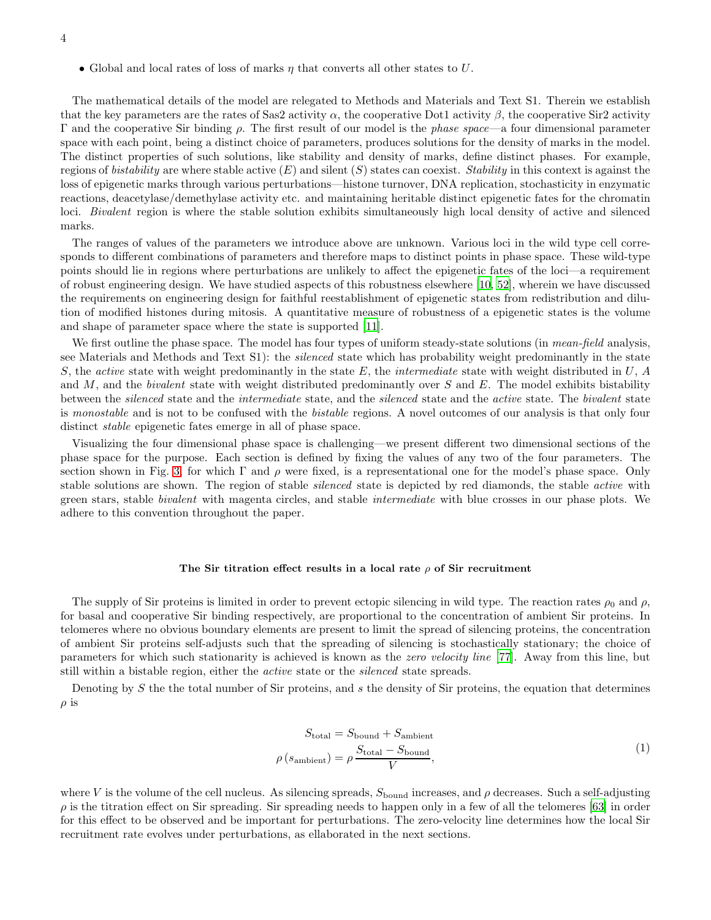- Global and local rates of loss of marks $\eta$ that converts all other states to $U$.

The mathematical details of the model are relegated to Methods and Materials and Text S1. Therein we establish that the key parameters are the rates of Sas2 activity $\alpha$, the cooperative Dot1 activity $\beta$, the cooperative Sir2 activity $\Gamma$ and the cooperative Sir binding $\rho$. The first result of our model is the *phase space*—a four dimensional parameter space with each point, being a distinct choice of parameters, produces solutions for the density of marks in the model. The distinct properties of such solutions, like stability and density of marks, define distinct phases. For example, regions of *bistability* are where stable active ($E$) and silent ($S$) states can coexist. *Stability* in this context is against the loss of epigenetic marks through various perturbations—histone turnover, DNA replication, stochasticity in enzymatic reactions, deacetylase/demethylase activity etc. and maintaining heritable distinct epigenetic fates for the chromatin loci. *Bivalent* region is where the stable solution exhibits simultaneously high local density of active and silenced marks.

The ranges of values of the parameters we introduce above are unknown. Various loci in the wild type cell corresponds to different combinations of parameters and therefore maps to distinct points in phase space. These wild-type points should lie in regions where perturbations are unlikely to affect the epigenetic fates of the loci—a requirement of robust engineering design. We have studied aspects of this robustness elsewhere [10, 52], wherein we have discussed the requirements on engineering design for faithful reestablishment of epigenetic states from redistribution and dilution of modified histones during mitosis. A quantitative measure of robustness of a epigenetic states is the volume and shape of parameter space where the state is supported [11].

We first outline the phase space. The model has four types of uniform steady-state solutions (in *mean-field* analysis, see Materials and Methods and Text S1): the *silenced* state which has probability weight predominantly in the state $S$, the *active* state with weight predominantly in the state $E$, the *intermediate* state with weight distributed in $U$, $A$ and $M$, and the *bivalent* state with weight distributed predominantly over $S$ and $E$. The model exhibits bistability between the *silenced* state and the *intermediate* state, and the *silenced* state and the *active* state. The *bivalent* state is *monostable* and is not to be confused with the *bistable* regions. A novel outcomes of our analysis is that only four distinct *stable* epigenetic fates emerge in all of phase space.

Visualizing the four dimensional phase space is challenging—we present different two dimensional sections of the phase space for the purpose. Each section is defined by fixing the values of any two of the four parameters. The section shown in Fig. 3, for which $\Gamma$ and $\rho$ were fixed, is a representational one for the model's phase space. Only stable solutions are shown. The region of stable *silenced* state is depicted by red diamonds, the stable *active* with green stars, stable *bivalent* with magenta circles, and stable *intermediate* with blue crosses in our phase plots. We adhere to this convention throughout the paper.

### The Sir titration effect results in a local rate $\rho$ of Sir recruitment

The supply of Sir proteins is limited in order to prevent ectopic silencing in wild type. The reaction rates $\rho_0$ and $\rho$, for basal and cooperative Sir binding respectively, are proportional to the concentration of ambient Sir proteins. In telomeres where no obvious boundary elements are present to limit the spread of silencing proteins, the concentration of ambient Sir proteins self-adjusts such that the spreading of silencing is stochastically stationary; the choice of parameters for which such stationarity is achieved is known as the *zero velocity line* [77]. Away from this line, but still within a bistable region, either the *active* state or the *silenced* state spreads.

Denoting by $S$ the the total number of Sir proteins, and $s$ the density of Sir proteins, the equation that determines $\rho$ is

$$
\begin{aligned}
S_{\text{total}} &= S_{\text{bound}} + S_{\text{ambient}} \\
\rho\left(s_{\text{ambient}}\right) &= \rho \, \frac{S_{\text{total}} - S_{\text{bound}}}{V},
\end{aligned}
\tag{1}
$$

where $V$ is the volume of the cell nucleus. As silencing spreads, $S_{\text{bound}}$ increases, and $\rho$ decreases. Such a self-adjusting $\rho$ is the titration effect on Sir spreading. Sir spreading needs to happen only in a few of all the telomeres [63] in order for this effect to be observed and be important for perturbations. The zero-velocity line determines how the local Sir recruitment rate evolves under perturbations, as ellaborated in the next sections.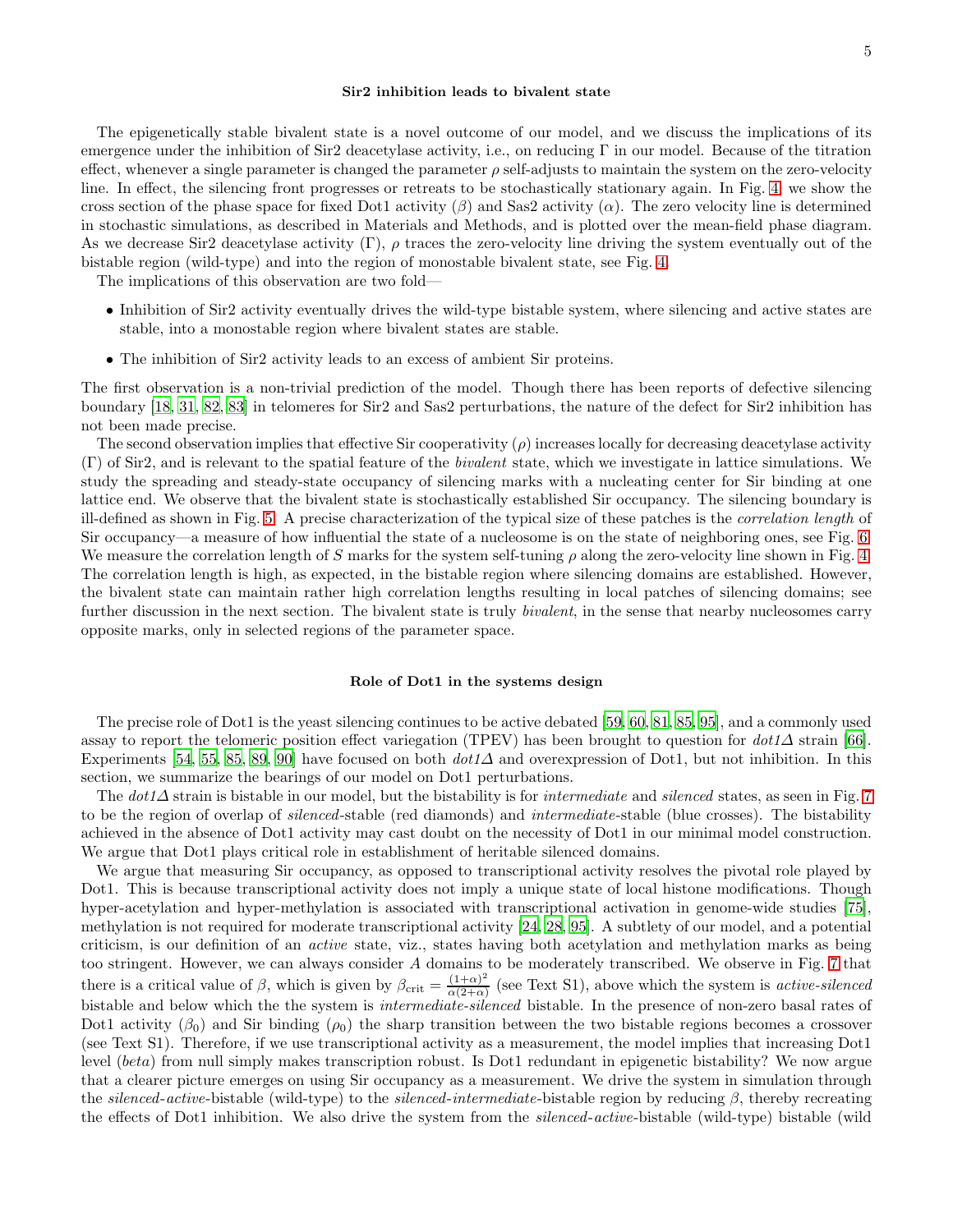### Sir2 inhibition leads to bivalent state

The epigenetically stable bivalent state is a novel outcome of our model, and we discuss the implications of its emergence under the inhibition of Sir2 deacetylase activity, i.e., on reducing $\Gamma$ in our model. Because of the titration effect, whenever a single parameter is changed the parameter $\rho$ self-adjusts to maintain the system on the zero-velocity line. In effect, the silencing front progresses or retreats to be stochastically stationary again. In Fig. 4, we show the cross section of the phase space for fixed Dot1 activity ($\beta$) and Sas2 activity ($\alpha$). The zero velocity line is determined in stochastic simulations, as described in Materials and Methods, and is plotted over the mean-field phase diagram. As we decrease Sir2 deacetylase activity ($\Gamma$), $\rho$ traces the zero-velocity line driving the system eventually out of the bistable region (wild-type) and into the region of monostable bivalent state, see Fig. 4.

The implications of this observation are two fold—

- Inhibition of Sir2 activity eventually drives the wild-type bistable system, where silencing and active states are stable, into a monostable region where bivalent states are stable.
- The inhibition of Sir2 activity leads to an excess of ambient Sir proteins.

The first observation is a non-trivial prediction of the model. Though there has been reports of defective silencing boundary [18, 31, 82, 83] in telomeres for Sir2 and Sas2 perturbations, the nature of the defect for Sir2 inhibition has not been made precise.

The second observation implies that effective Sir cooperativity ($\rho$) increases locally for decreasing deacetylase activity ($\Gamma$) of Sir2, and is relevant to the spatial feature of the *bivalent* state, which we investigate in lattice simulations. We study the spreading and steady-state occupancy of silencing marks with a nucleating center for Sir binding at one lattice end. We observe that the bivalent state is stochastically established Sir occupancy. The silencing boundary is ill-defined as shown in Fig. 5. A precise characterization of the typical size of these patches is the *correlation length* of Sir occupancy—a measure of how influential the state of a nucleosome is on the state of neighboring ones, see Fig. 6. We measure the correlation length of $S$ marks for the system self-tuning $\rho$ along the zero-velocity line shown in Fig. 4. The correlation length is high, as expected, in the bistable region where silencing domains are established. However, the bivalent state can maintain rather high correlation lengths resulting in local patches of silencing domains; see further discussion in the next section. The bivalent state is truly *bivalent*, in the sense that nearby nucleosomes carry opposite marks, only in selected regions of the parameter space.

### Role of Dot1 in the systems design

The precise role of Dot1 is the yeast silencing continues to be active debated [59, 60, 81, 85, 95], and a commonly used assay to report the telomeric position effect variegation (TPEV) has been brought to question for *dot1Δ* strain [66]. Experiments [54, 55, 85, 89, 90] have focused on both *dot1Δ* and overexpression of Dot1, but not inhibition. In this section, we summarize the bearings of our model on Dot1 perturbations.

The *dot1Δ* strain is bistable in our model, but the bistability is for *intermediate* and *silenced* states, as seen in Fig. 7 to be the region of overlap of *silenced*-stable (red diamonds) and *intermediate*-stable (blue crosses). The bistability achieved in the absence of Dot1 activity may cast doubt on the necessity of Dot1 in our minimal model construction. We argue that Dot1 plays critical role in establishment of heritable silenced domains.

We argue that measuring Sir occupancy, as opposed to transcriptional activity resolves the pivotal role played by Dot1. This is because transcriptional activity does not imply a unique state of local histone modifications. Though hyper-acetylation and hyper-methylation is associated with transcriptional activation in genome-wide studies [75], methylation is not required for moderate transcriptional activity [24, 28, 95]. A subtlety of our model, and a potential criticism, is our definition of an *active* state, viz., states having both acetylation and methylation marks as being too stringent. However, we can always consider $A$ domains to be moderately transcribed. We observe in Fig. 7 that there is a critical value of $\beta$, which is given by $\beta_{\text{crit}} = \frac{(1+\alpha)^2}{\alpha(2+\alpha)}$ (see Text S1), above which the system is *active-silenced* bistable and below which the the system is *intermediate-silenced* bistable. In the presence of non-zero basal rates of Dot1 activity ($\beta_0$) and Sir binding ($\rho_0$) the sharp transition between the two bistable regions becomes a crossover (see Text S1). Therefore, if we use transcriptional activity as a measurement, the model implies that increasing Dot1 level (*beta*) from null simply makes transcription robust. Is Dot1 redundant in epigenetic bistability? We now argue that a clearer picture emerges on using Sir occupancy as a measurement. We drive the system in simulation through the *silenced-active*-bistable (wild-type) to the *silenced-intermediate*-bistable region by reducing $\beta$, thereby recreating the effects of Dot1 inhibition. We also drive the system from the *silenced-active*-bistable (wild-type) bistable (wild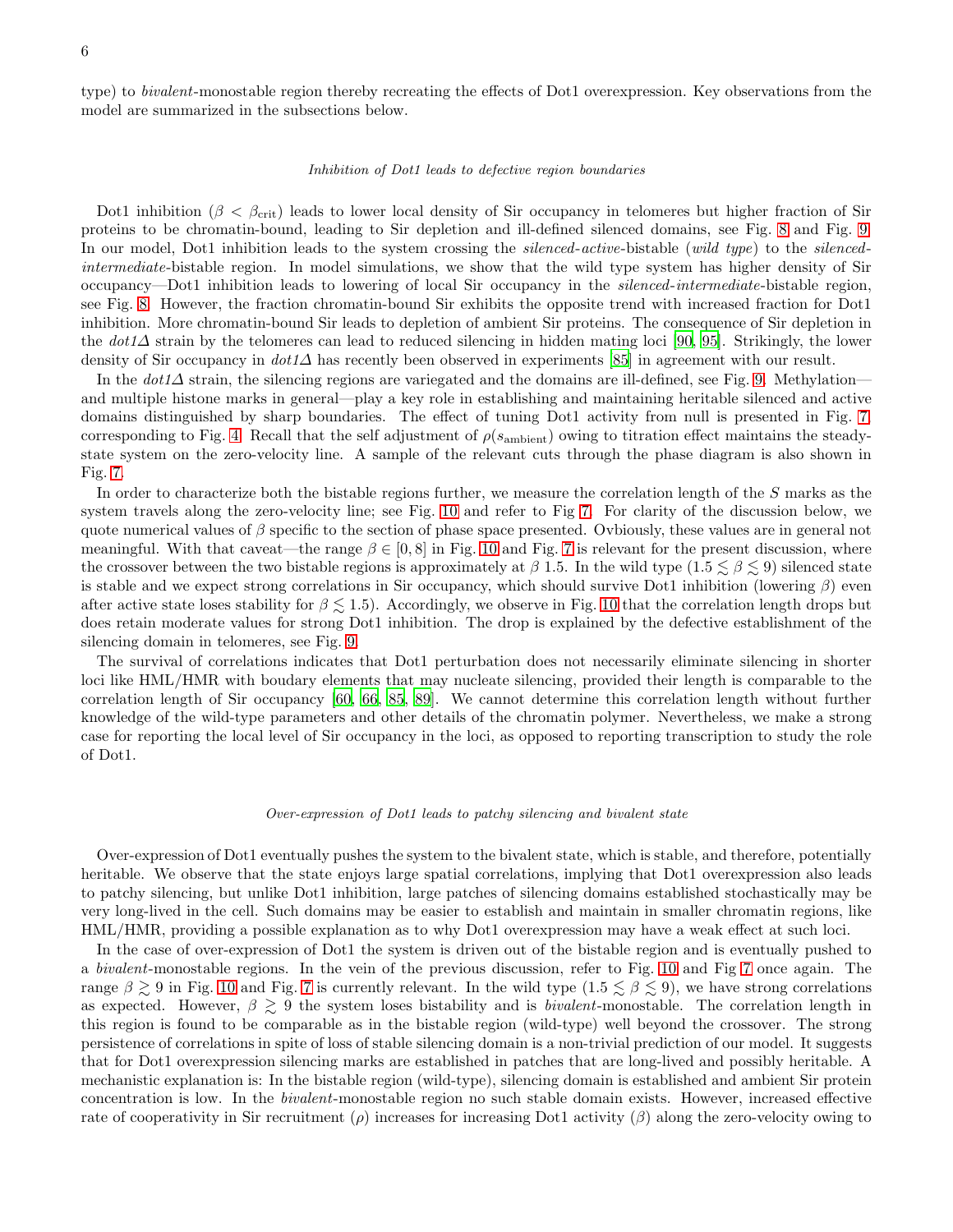type) to *bivalent*-monostable region thereby recreating the effects of Dot1 overexpression. Key observations from the model are summarized in the subsections below.

### *Inhibition of Dot1 leads to defective region boundaries*

Dot1 inhibition ($\beta < \beta_{\rm crit}$) leads to lower local density of Sir occupancy in telomeres but higher fraction of Sir proteins to be chromatin-bound, leading to Sir depletion and ill-defined silenced domains, see Fig. 8 and Fig. 9. In our model, Dot1 inhibition leads to the system crossing the *silenced-active*-bistable (*wild type*) to the *silenced-intermediate*-bistable region. In model simulations, we show that the wild type system has higher density of Sir occupancy—Dot1 inhibition leads to lowering of local Sir occupancy in the *silenced-intermediate*-bistable region, see Fig. 8. However, the fraction chromatin-bound Sir exhibits the opposite trend with increased fraction for Dot1 inhibition. More chromatin-bound Sir leads to depletion of ambient Sir proteins. The consequence of Sir depletion in the *dot1Δ* strain by the telomeres can lead to reduced silencing in hidden mating loci [90, 95]. Strikingly, the lower density of Sir occupancy in *dot1Δ* has recently been observed in experiments [85] in agreement with our result.

In the *dot1Δ* strain, the silencing regions are variegated and the domains are ill-defined, see Fig. 9. Methylation—and multiple histone marks in general—play a key role in establishing and maintaining heritable silenced and active domains distinguished by sharp boundaries. The effect of tuning Dot1 activity from null is presented in Fig. 7, corresponding to Fig. 4. Recall that the self adjustment of $\rho(s_{\rm ambient})$ owing to titration effect maintains the steady-state system on the zero-velocity line. A sample of the relevant cuts through the phase diagram is also shown in Fig. 7.

In order to characterize both the bistable regions further, we measure the correlation length of the $S$ marks as the system travels along the zero-velocity line; see Fig. 10 and refer to Fig 7. For clarity of the discussion below, we quote numerical values of $\beta$ specific to the section of phase space presented. Ovbiously, these values are in general not meaningful. With that caveat—the range $\beta \in [0, 8]$ in Fig. 10 and Fig. 7 is relevant for the present discussion, where the crossover between the two bistable regions is approximately at $\beta$ 1.5. In the wild type ($1.5 \lesssim \beta \lesssim 9$) silenced state is stable and we expect strong correlations in Sir occupancy, which should survive Dot1 inhibition (lowering $\beta$) even after active state loses stability for $\beta \lesssim 1.5$). Accordingly, we observe in Fig. 10 that the correlation length drops but does retain moderate values for strong Dot1 inhibition. The drop is explained by the defective establishment of the silencing domain in telomeres, see Fig. 9.

The survival of correlations indicates that Dot1 perturbation does not necessarily eliminate silencing in shorter loci like HML/HMR with boudary elements that may nucleate silencing, provided their length is comparable to the correlation length of Sir occupancy [60, 66, 85, 89]. We cannot determine this correlation length without further knowledge of the wild-type parameters and other details of the chromatin polymer. Nevertheless, we make a strong case for reporting the local level of Sir occupancy in the loci, as opposed to reporting transcription to study the role of Dot1.

### *Over-expression of Dot1 leads to patchy silencing and bivalent state*

Over-expression of Dot1 eventually pushes the system to the bivalent state, which is stable, and therefore, potentially heritable. We observe that the state enjoys large spatial correlations, implying that Dot1 overexpression also leads to patchy silencing, but unlike Dot1 inhibition, large patches of silencing domains established stochastically may be very long-lived in the cell. Such domains may be easier to establish and maintain in smaller chromatin regions, like HML/HMR, providing a possible explanation as to why Dot1 overexpression may have a weak effect at such loci.

In the case of over-expression of Dot1 the system is driven out of the bistable region and is eventually pushed to a *bivalent*-monostable regions. In the vein of the previous discussion, refer to Fig. 10 and Fig 7 once again. The range $\beta \gtrsim 9$ in Fig. 10 and Fig. 7 is currently relevant. In the wild type ($1.5 \lesssim \beta \lesssim 9$), we have strong correlations as expected. However, $\beta \gtrsim 9$ the system loses bistability and is *bivalent*-monostable. The correlation length in this region is found to be comparable as in the bistable region (wild-type) well beyond the crossover. The strong persistence of correlations in spite of loss of stable silencing domain is a non-trivial prediction of our model. It suggests that for Dot1 overexpression silencing marks are established in patches that are long-lived and possibly heritable. A mechanistic explanation is: In the bistable region (wild-type), silencing domain is established and ambient Sir protein concentration is low. In the *bivalent*-monostable region no such stable domain exists. However, increased effective rate of cooperativity in Sir recruitment ($\rho$) increases for increasing Dot1 activity ($\beta$) along the zero-velocity owing to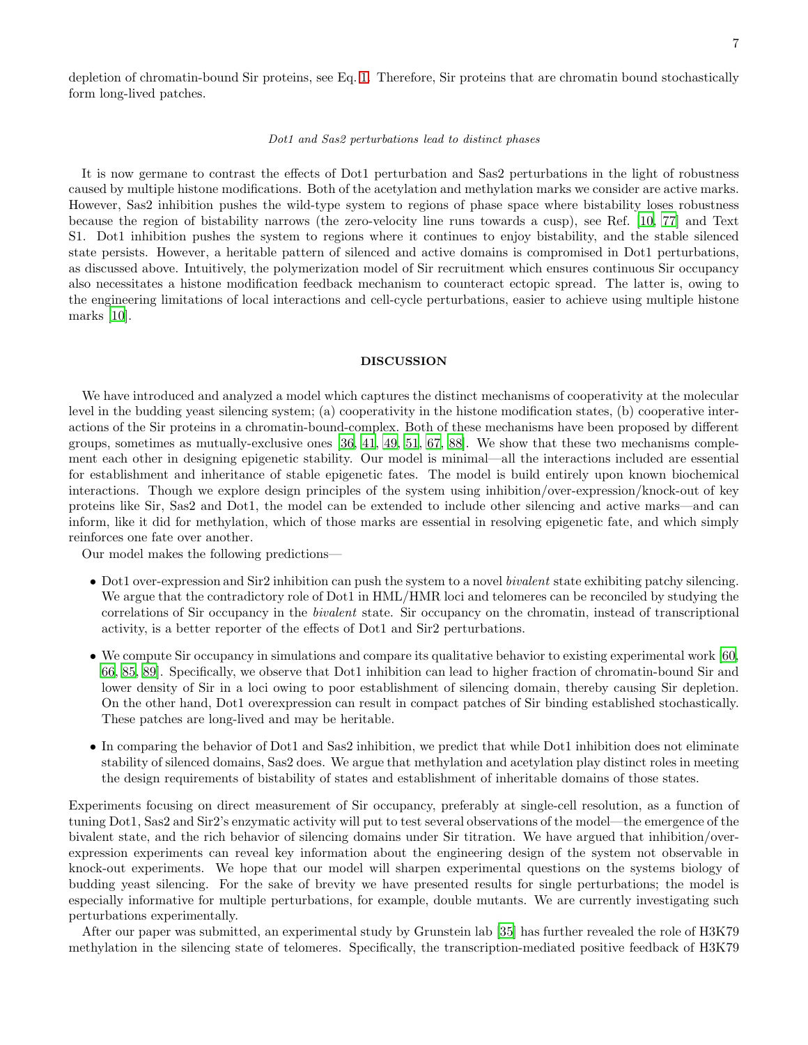depletion of chromatin-bound Sir proteins, see Eq. 1. Therefore, Sir proteins that are chromatin bound stochastically form long-lived patches.

*Dot1 and Sas2 perturbations lead to distinct phases*

It is now germane to contrast the effects of Dot1 perturbation and Sas2 perturbations in the light of robustness caused by multiple histone modifications. Both of the acetylation and methylation marks we consider are active marks. However, Sas2 inhibition pushes the wild-type system to regions of phase space where bistability loses robustness because the region of bistability narrows (the zero-velocity line runs towards a cusp), see Ref. [10, 77] and Text S1. Dot1 inhibition pushes the system to regions where it continues to enjoy bistability, and the stable silenced state persists. However, a heritable pattern of silenced and active domains is compromised in Dot1 perturbations, as discussed above. Intuitively, the polymerization model of Sir recruitment which ensures continuous Sir occupancy also necessitates a histone modification feedback mechanism to counteract ectopic spread. The latter is, owing to the engineering limitations of local interactions and cell-cycle perturbations, easier to achieve using multiple histone marks [10].

## DISCUSSION

We have introduced and analyzed a model which captures the distinct mechanisms of cooperativity at the molecular level in the budding yeast silencing system; (a) cooperativity in the histone modification states, (b) cooperative interactions of the Sir proteins in a chromatin-bound-complex. Both of these mechanisms have been proposed by different groups, sometimes as mutually-exclusive ones [36, 41, 49, 51, 67, 88]. We show that these two mechanisms complement each other in designing epigenetic stability. Our model is minimal—all the interactions included are essential for establishment and inheritance of stable epigenetic fates. The model is build entirely upon known biochemical interactions. Though we explore design principles of the system using inhibition/over-expression/knock-out of key proteins like Sir, Sas2 and Dot1, the model can be extended to include other silencing and active marks—and can inform, like it did for methylation, which of those marks are essential in resolving epigenetic fate, and which simply reinforces one fate over another.

Our model makes the following predictions—

- Dot1 over-expression and Sir2 inhibition can push the system to a novel *bivalent* state exhibiting patchy silencing. We argue that the contradictory role of Dot1 in HML/HMR loci and telomeres can be reconciled by studying the correlations of Sir occupancy in the *bivalent* state. Sir occupancy on the chromatin, instead of transcriptional activity, is a better reporter of the effects of Dot1 and Sir2 perturbations.
- We compute Sir occupancy in simulations and compare its qualitative behavior to existing experimental work [60, 66, 85, 89]. Specifically, we observe that Dot1 inhibition can lead to higher fraction of chromatin-bound Sir and lower density of Sir in a loci owing to poor establishment of silencing domain, thereby causing Sir depletion. On the other hand, Dot1 overexpression can result in compact patches of Sir binding established stochastically. These patches are long-lived and may be heritable.
- In comparing the behavior of Dot1 and Sas2 inhibition, we predict that while Dot1 inhibition does not eliminate stability of silenced domains, Sas2 does. We argue that methylation and acetylation play distinct roles in meeting the design requirements of bistability of states and establishment of inheritable domains of those states.

Experiments focusing on direct measurement of Sir occupancy, preferably at single-cell resolution, as a function of tuning Dot1, Sas2 and Sir2's enzymatic activity will put to test several observations of the model—the emergence of the bivalent state, and the rich behavior of silencing domains under Sir titration. We have argued that inhibition/over-expression experiments can reveal key information about the engineering design of the system not observable in knock-out experiments. We hope that our model will sharpen experimental questions on the systems biology of budding yeast silencing. For the sake of brevity we have presented results for single perturbations; the model is especially informative for multiple perturbations, for example, double mutants. We are currently investigating such perturbations experimentally.

After our paper was submitted, an experimental study by Grunstein lab [35] has further revealed the role of H3K79 methylation in the silencing state of telomeres. Specifically, the transcription-mediated positive feedback of H3K79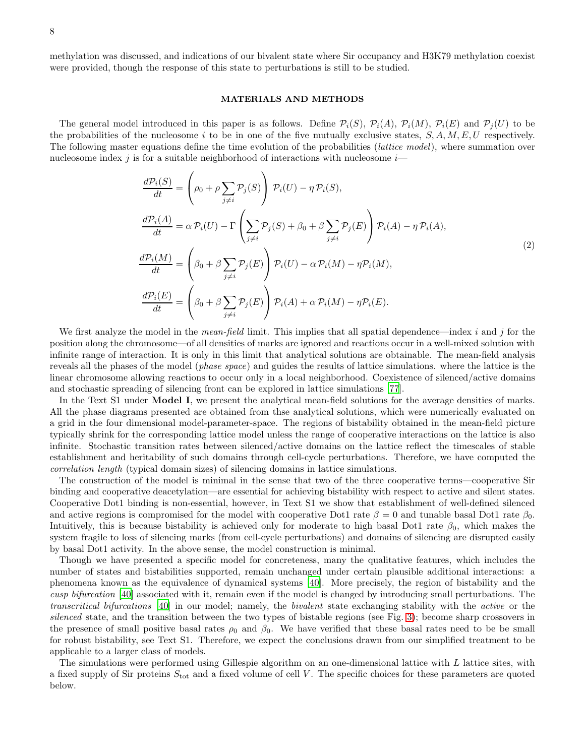methylation was discussed, and indications of our bivalent state where Sir occupancy and H3K79 methylation coexist were provided, though the response of this state to perturbations is still to be studied.

## MATERIALS AND METHODS

The general model introduced in this paper is as follows. Define $\mathcal{P}_i(S)$, $\mathcal{P}_i(A)$, $\mathcal{P}_i(M)$, $\mathcal{P}_i(E)$ and $\mathcal{P}_j(U)$ to be the probabilities of the nucleosome $i$ to be in one of the five mutually exclusive states, $S, A, M, E, U$ respectively. The following master equations define the time evolution of the probabilities (*lattice model*), where summation over nucleosome index $j$ is for a suitable neighborhood of interactions with nucleosome $i$—

$$
\begin{aligned}
\frac{d\mathcal{P}_i(S)}{dt} &= \left(\rho_0 + \rho \sum_{j\neq i} \mathcal{P}_j(S)\right) \mathcal{P}_i(U) - \eta\, \mathcal{P}_i(S), \\
\frac{d\mathcal{P}_i(A)}{dt} &= \alpha\, \mathcal{P}_i(U) - \Gamma \left(\sum_{j\neq i} \mathcal{P}_j(S) + \beta_0 + \beta \sum_{j\neq i} \mathcal{P}_j(E)\right) \mathcal{P}_i(A) - \eta\, \mathcal{P}_i(A), \\
\frac{d\mathcal{P}_i(M)}{dt} &= \left(\beta_0 + \beta \sum_{j\neq i} \mathcal{P}_j(E)\right) \mathcal{P}_i(U) - \alpha\, \mathcal{P}_i(M) - \eta \mathcal{P}_i(M), \\
\frac{d\mathcal{P}_i(E)}{dt} &= \left(\beta_0 + \beta \sum_{j\neq i} \mathcal{P}_j(E)\right) \mathcal{P}_i(A) + \alpha\, \mathcal{P}_i(M) - \eta \mathcal{P}_i(E).
\end{aligned}
\tag{2}
$$

We first analyze the model in the *mean-field* limit. This implies that all spatial dependence—index $i$ and $j$ for the position along the chromosome—of all densities of marks are ignored and reactions occur in a well-mixed solution with infinite range of interaction. It is only in this limit that analytical solutions are obtainable. The mean-field analysis reveals all the phases of the model (*phase space*) and guides the results of lattice simulations. where the lattice is the linear chromosome allowing reactions to occur only in a local neighborhood. Coexistence of silenced/active domains and stochastic spreading of silencing front can be explored in lattice simulations [77].

In the Text S1 under **Model I**, we present the analytical mean-field solutions for the average densities of marks. All the phase diagrams presented are obtained from thse analytical solutions, which were numerically evaluated on a grid in the four dimensional model-parameter-space. The regions of bistability obtained in the mean-field picture typically shrink for the corresponding lattice model unless the range of cooperative interactions on the lattice is also infinite. Stochastic transition rates between silenced/active domains on the lattice reflect the timescales of stable establishment and heritability of such domains through cell-cycle perturbations. Therefore, we have computed the *correlation length* (typical domain sizes) of silencing domains in lattice simulations.

The construction of the model is minimal in the sense that two of the three cooperative terms—cooperative Sir binding and cooperative deacetylation—are essential for achieving bistability with respect to active and silent states. Cooperative Dot1 binding is non-essential, however, in Text S1 we show that establishment of well-defined silenced and active regions is compromised for the model with cooperative Dot1 rate $\beta = 0$ and tunable basal Dot1 rate $\beta_0$. Intuitively, this is because bistability is achieved only for moderate to high basal Dot1 rate $\beta_0$, which makes the system fragile to loss of silencing marks (from cell-cycle perturbations) and domains of silencing are disrupted easily by basal Dot1 activity. In the above sense, the model construction is minimal.

Though we have presented a specific model for concreteness, many the qualitative features, which includes the number of states and bistabilities supported, remain unchanged under certain plausible additional interactions: a phenomena known as the equivalence of dynamical systems [40]. More precisely, the region of bistability and the *cusp bifurcation* [40] associated with it, remain even if the model is changed by introducing small perturbations. The *transcritical bifurcations* [40] in our model; namely, the *bivalent* state exchanging stability with the *active* or the *silenced* state, and the transition between the two types of bistable regions (see Fig. 3); become sharp crossovers in the presence of small positive basal rates $\rho_0$ and $\beta_0$. We have verified that these basal rates need to be be small for robust bistability, see Text S1. Therefore, we expect the conclusions drawn from our simplified treatment to be applicable to a larger class of models.

The simulations were performed using Gillespie algorithm on an one-dimensional lattice with $L$ lattice sites, with a fixed supply of Sir proteins $S_{\text{tot}}$ and a fixed volume of cell $V$. The specific choices for these parameters are quoted below.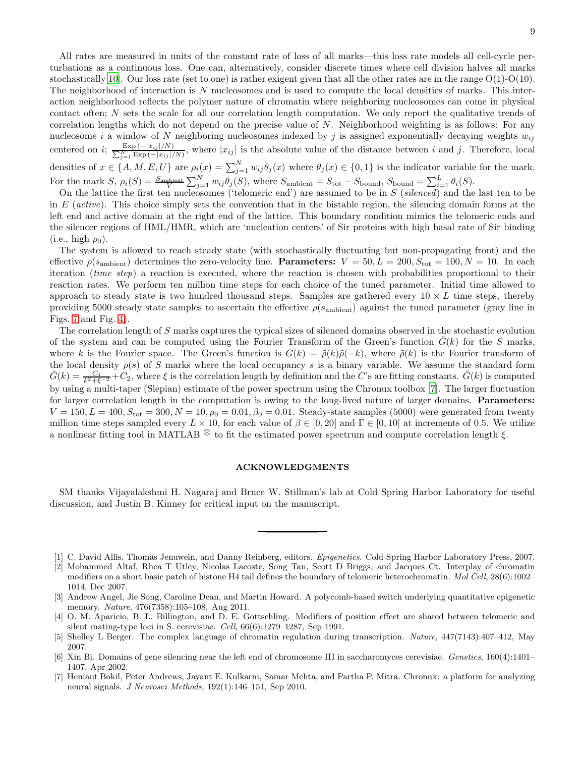All rates are measured in units of the constant rate of loss of all marks—this loss rate models all cell-cycle perturbations as a continuous loss. One can, alternatively, consider discrete times where cell division halves all marks stochastically[10]. Our loss rate (set to one) is rather exigent given that all the other rates are in the range O(1)-O(10). The neighborhood of interaction is $N$ nucleosomes and is used to compute the local densities of marks. This interaction neighborhood reflects the polymer nature of chromatin where neighboring nucleosomes can come in physical contact often; $N$ sets the scale for all our correlation length computation. We only report the qualitative trends of correlation lengths which do not depend on the precise value of $N$. Neighborhood weighting is as follows: For any nucleosome $i$ a window of $N$ neighboring nucleosomes indexed by $j$ is assigned exponentially decaying weights $w_{ij}$ centered on $i$; $\frac{\text{Exp}\,(-|x_{ij}|/N)}{\sum_{j=1}^{N} \text{Exp}\,(-|x_{ij}|/N)}$, where $|x_{ij}|$ is the absolute value of the distance between $i$ and $j$. Therefore, local densities of $x \in \{A, M, E, U\}$ are $\rho_i(x) = \sum_{j=1}^{N} w_{ij}\theta_j(x)$ where $\theta_j(x) \in \{0, 1\}$ is the indicator variable for the mark. For the mark $S$, $\rho_i(S) = \frac{S_{\text{ambient}}}{V} \sum_{j=1}^{N} w_{ij}\theta_j(S)$, where $S_{\text{ambient}} = S_{\text{tot}} - S_{\text{bound}}$, $S_{\text{bound}} = \sum_{i=1}^{L} \theta_i(S)$.

On the lattice the first ten nucleosomes ('telomeric end') are assumed to be in $S$ (*silenced*) and the last ten to be in $E$ (*active*). This choice simply sets the convention that in the bistable region, the silencing domain forms at the left end and active domain at the right end of the lattice. This boundary condition mimics the telomeric ends and the silencer regions of HML/HMR, which are 'nucleation centers' of Sir proteins with high basal rate of Sir binding (i.e., high $\rho_0$).

The system is allowed to reach steady state (with stochastically fluctuating but non-propagating front) and the effective $\rho(s_{\text{ambient}})$ determines the zero-velocity line. **Parameters:** $V = 50, L = 200, S_{\text{tot}} = 100, N = 10$. In each iteration (*time step*) a reaction is executed, where the reaction is chosen with probabilities proportional to their reaction rates. We perform ten million time steps for each choice of the tuned parameter. Initial time allowed to approach to steady state is two hundred thousand steps. Samples are gathered every $10 \times L$ time steps, thereby providing 5000 steady state samples to ascertain the effective $\rho(s_{\text{ambient}})$ against the tuned parameter (gray line in Figs. 7 and Fig. 4).

The correlation length of $S$ marks captures the typical sizes of silenced domains observed in the stochastic evolution of the system and can be computed using the Fourier Transform of the Green's function $\tilde{G}(k)$ for the $S$ marks, where $k$ is the Fourier space. The Green's function is $G(k) = \tilde{\rho}(k)\tilde{\rho}(-k)$, where $\tilde{\rho}(k)$ is the Fourier transform of the local density $\rho(s)$ of $S$ marks where the local occupancy $s$ is a binary variable. We assume the standard form $\tilde{G}(k) = \frac{C_1}{k^2+\xi^{-2}} + C_2$, where $\xi$ is the correlation length by definition and the $C$'s are fitting constants. $\tilde{G}(k)$ is computed by using a multi-taper (Slepian) estimate of the power spectrum using the Chronux toolbox [7]. The larger fluctuation for larger correlation length in the computation is owing to the long-lived nature of larger domains. **Parameters:** $V = 150, L = 400, S_{\text{tot}} = 300, N = 10, \rho_0 = 0.01, \beta_0 = 0.01$. Steady-state samples (5000) were generated from twenty million time steps sampled every $L \times 10$, for each value of $\beta \in [0, 20]$ and $\Gamma \in [0, 10]$ at increments of 0.5. We utilize a nonlinear fitting tool in MATLAB ® to fit the estimated power spectrum and compute correlation length $\xi$.

## ACKNOWLEDGMENTS

SM thanks Vijayalakshmi H. Nagaraj and Bruce W. Stillman's lab at Cold Spring Harbor Laboratory for useful discussion, and Justin B. Kinney for critical input on the manuscript.

---

[1] C. David Allis, Thomas Jenuwein, and Danny Reinberg, editors. *Epigenetics*. Cold Spring Harbor Laboratory Press, 2007.

[2] Mohammed Altaf, Rhea T Utley, Nicolas Lacoste, Song Tan, Scott D Briggs, and Jacques Ct. Interplay of chromatin modifiers on a short basic patch of histone H4 tail defines the boundary of telomeric heterochromatin. *Mol Cell*, 28(6):1002–1014, Dec 2007.

[3] Andrew Angel, Jie Song, Caroline Dean, and Martin Howard. A polycomb-based switch underlying quantitative epigenetic memory. *Nature*, 476(7358):105–108, Aug 2011.

[4] O. M. Aparicio, B. L. Billington, and D. E. Gottschling. Modifiers of position effect are shared between telomeric and silent mating-type loci in S. cerevisiae. *Cell*, 66(6):1279–1287, Sep 1991.

[5] Shelley L Berger. The complex language of chromatin regulation during transcription. *Nature*, 447(7143):407–412, May 2007.

[6] Xin Bi. Domains of gene silencing near the left end of chromosome III in saccharomyces cerevisiae. *Genetics*, 160(4):1401–1407, Apr 2002.

[7] Hemant Bokil, Peter Andrews, Jayant E. Kulkarni, Samar Mehta, and Partha P. Mitra. Chronux: a platform for analyzing neural signals. *J Neurosci Methods*, 192(1):146–151, Sep 2010.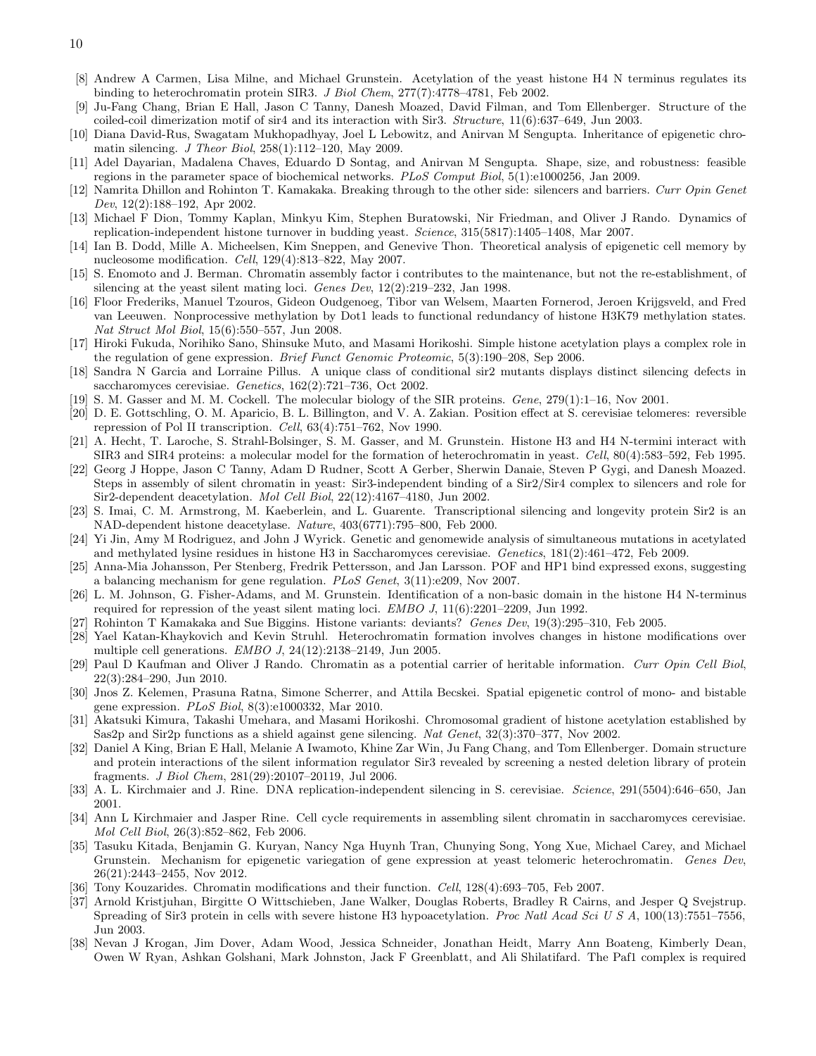[8] Andrew A Carmen, Lisa Milne, and Michael Grunstein. Acetylation of the yeast histone H4 N terminus regulates its binding to heterochromatin protein SIR3. *J Biol Chem*, 277(7):4778–4781, Feb 2002.

[9] Ju-Fang Chang, Brian E Hall, Jason C Tanny, Danesh Moazed, David Filman, and Tom Ellenberger. Structure of the coiled-coil dimerization motif of sir4 and its interaction with Sir3. *Structure*, 11(6):637–649, Jun 2003.

[10] Diana David-Rus, Swagatam Mukhopadhyay, Joel L Lebowitz, and Anirvan M Sengupta. Inheritance of epigenetic chromatin silencing. *J Theor Biol*, 258(1):112–120, May 2009.

[11] Adel Dayarian, Madalena Chaves, Eduardo D Sontag, and Anirvan M Sengupta. Shape, size, and robustness: feasible regions in the parameter space of biochemical networks. *PLoS Comput Biol*, 5(1):e1000256, Jan 2009.

[12] Namrita Dhillon and Rohinton T. Kamakaka. Breaking through to the other side: silencers and barriers. *Curr Opin Genet Dev*, 12(2):188–192, Apr 2002.

[13] Michael F Dion, Tommy Kaplan, Minkyu Kim, Stephen Buratowski, Nir Friedman, and Oliver J Rando. Dynamics of replication-independent histone turnover in budding yeast. *Science*, 315(5817):1405–1408, Mar 2007.

[14] Ian B. Dodd, Mille A. Micheelsen, Kim Sneppen, and Genevive Thon. Theoretical analysis of epigenetic cell memory by nucleosome modification. *Cell*, 129(4):813–822, May 2007.

[15] S. Enomoto and J. Berman. Chromatin assembly factor i contributes to the maintenance, but not the re-establishment, of silencing at the yeast silent mating loci. *Genes Dev*, 12(2):219–232, Jan 1998.

[16] Floor Frederiks, Manuel Tzouros, Gideon Oudgenoeg, Tibor van Welsem, Maarten Fornerod, Jeroen Krijgsveld, and Fred van Leeuwen. Nonprocessive methylation by Dot1 leads to functional redundancy of histone H3K79 methylation states. *Nat Struct Mol Biol*, 15(6):550–557, Jun 2008.

[17] Hiroki Fukuda, Norihiko Sano, Shinsuke Muto, and Masami Horikoshi. Simple histone acetylation plays a complex role in the regulation of gene expression. *Brief Funct Genomic Proteomic*, 5(3):190–208, Sep 2006.

[18] Sandra N Garcia and Lorraine Pillus. A unique class of conditional sir2 mutants displays distinct silencing defects in saccharomyces cerevisiae. *Genetics*, 162(2):721–736, Oct 2002.

[19] S. M. Gasser and M. M. Cockell. The molecular biology of the SIR proteins. *Gene*, 279(1):1–16, Nov 2001.

[20] D. E. Gottschling, O. M. Aparicio, B. L. Billington, and V. A. Zakian. Position effect at S. cerevisiae telomeres: reversible repression of Pol II transcription. *Cell*, 63(4):751–762, Nov 1990.

[21] A. Hecht, T. Laroche, S. Strahl-Bolsinger, S. M. Gasser, and M. Grunstein. Histone H3 and H4 N-termini interact with SIR3 and SIR4 proteins: a molecular model for the formation of heterochromatin in yeast. *Cell*, 80(4):583–592, Feb 1995.

[22] Georg J Hoppe, Jason C Tanny, Adam D Rudner, Scott A Gerber, Sherwin Danaie, Steven P Gygi, and Danesh Moazed. Steps in assembly of silent chromatin in yeast: Sir3-independent binding of a Sir2/Sir4 complex to silencers and role for Sir2-dependent deacetylation. *Mol Cell Biol*, 22(12):4167–4180, Jun 2002.

[23] S. Imai, C. M. Armstrong, M. Kaeberlein, and L. Guarente. Transcriptional silencing and longevity protein Sir2 is an NAD-dependent histone deacetylase. *Nature*, 403(6771):795–800, Feb 2000.

[24] Yi Jin, Amy M Rodriguez, and John J Wyrick. Genetic and genomewide analysis of simultaneous mutations in acetylated and methylated lysine residues in histone H3 in Saccharomyces cerevisiae. *Genetics*, 181(2):461–472, Feb 2009.

[25] Anna-Mia Johansson, Per Stenberg, Fredrik Pettersson, and Jan Larsson. POF and HP1 bind expressed exons, suggesting a balancing mechanism for gene regulation. *PLoS Genet*, 3(11):e209, Nov 2007.

[26] L. M. Johnson, G. Fisher-Adams, and M. Grunstein. Identification of a non-basic domain in the histone H4 N-terminus required for repression of the yeast silent mating loci. *EMBO J*, 11(6):2201–2209, Jun 1992.

[27] Rohinton T Kamakaka and Sue Biggins. Histone variants: deviants? *Genes Dev*, 19(3):295–310, Feb 2005.

[28] Yael Katan-Khaykovich and Kevin Struhl. Heterochromatin formation involves changes in histone modifications over multiple cell generations. *EMBO J*, 24(12):2138–2149, Jun 2005.

[29] Paul D Kaufman and Oliver J Rando. Chromatin as a potential carrier of heritable information. *Curr Opin Cell Biol*, 22(3):284–290, Jun 2010.

[30] Jnos Z. Kelemen, Prasuna Ratna, Simone Scherrer, and Attila Becskei. Spatial epigenetic control of mono- and bistable gene expression. *PLoS Biol*, 8(3):e1000332, Mar 2010.

[31] Akatsuki Kimura, Takashi Umehara, and Masami Horikoshi. Chromosomal gradient of histone acetylation established by Sas2p and Sir2p functions as a shield against gene silencing. *Nat Genet*, 32(3):370–377, Nov 2002.

[32] Daniel A King, Brian E Hall, Melanie A Iwamoto, Khine Zar Win, Ju Fang Chang, and Tom Ellenberger. Domain structure and protein interactions of the silent information regulator Sir3 revealed by screening a nested deletion library of protein fragments. *J Biol Chem*, 281(29):20107–20119, Jul 2006.

[33] A. L. Kirchmaier and J. Rine. DNA replication-independent silencing in S. cerevisiae. *Science*, 291(5504):646–650, Jan 2001.

[34] Ann L Kirchmaier and Jasper Rine. Cell cycle requirements in assembling silent chromatin in saccharomyces cerevisiae. *Mol Cell Biol*, 26(3):852–862, Feb 2006.

[35] Tasuku Kitada, Benjamin G. Kuryan, Nancy Nga Huynh Tran, Chunying Song, Yong Xue, Michael Carey, and Michael Grunstein. Mechanism for epigenetic variegation of gene expression at yeast telomeric heterochromatin. *Genes Dev*, 26(21):2443–2455, Nov 2012.

[36] Tony Kouzarides. Chromatin modifications and their function. *Cell*, 128(4):693–705, Feb 2007.

[37] Arnold Kristjuhan, Birgitte O Wittschieben, Jane Walker, Douglas Roberts, Bradley R Cairns, and Jesper Q Svejstrup. Spreading of Sir3 protein in cells with severe histone H3 hypoacetylation. *Proc Natl Acad Sci U S A*, 100(13):7551–7556, Jun 2003.

[38] Nevan J Krogan, Jim Dover, Adam Wood, Jessica Schneider, Jonathan Heidt, Marry Ann Boateng, Kimberly Dean, Owen W Ryan, Ashkan Golshani, Mark Johnston, Jack F Greenblatt, and Ali Shilatifard. The Paf1 complex is required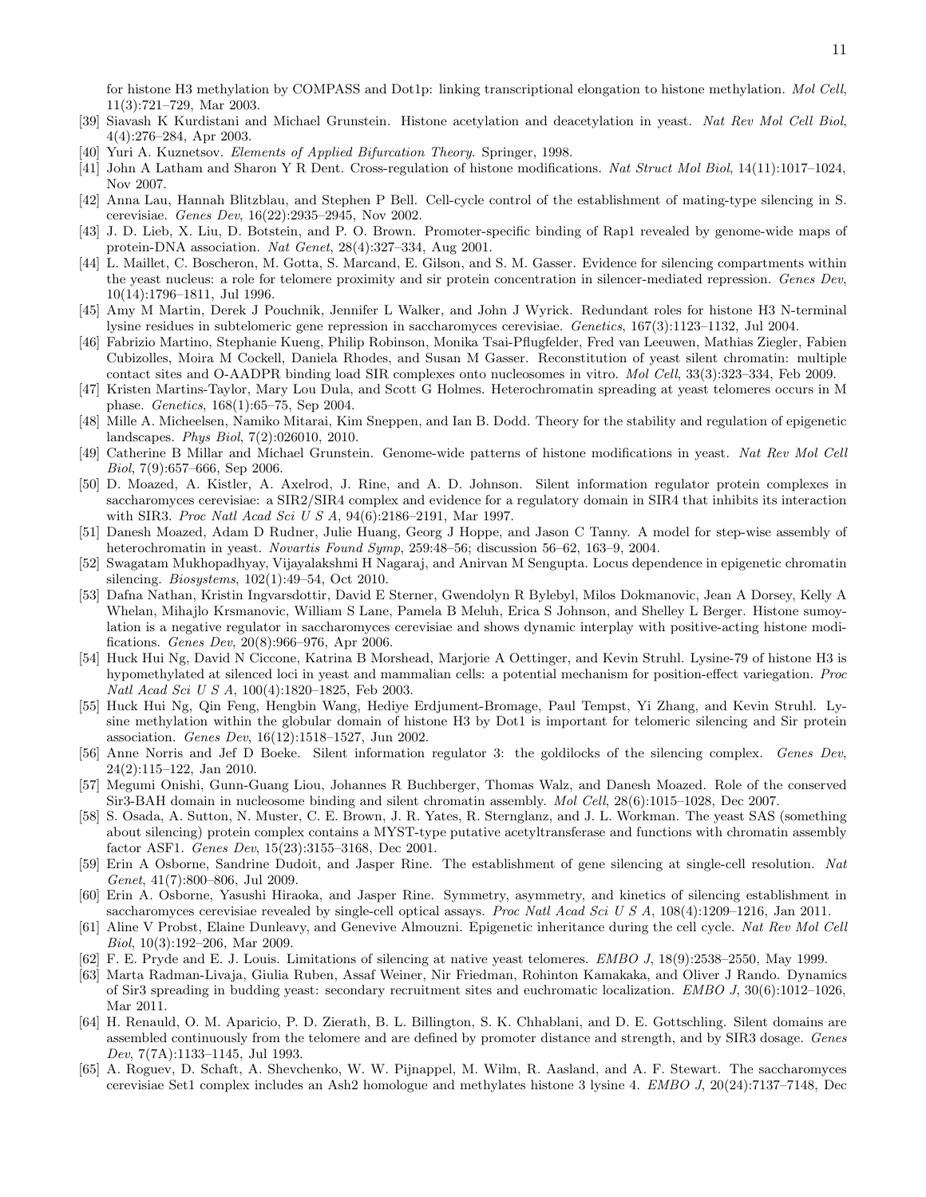for histone H3 methylation by COMPASS and Dot1p: linking transcriptional elongation to histone methylation. *Mol Cell*, 11(3):721–729, Mar 2003.

[39] Siavash K Kurdistani and Michael Grunstein. Histone acetylation and deacetylation in yeast. *Nat Rev Mol Cell Biol*, 4(4):276–284, Apr 2003.

[40] Yuri A. Kuznetsov. *Elements of Applied Bifurcation Theory*. Springer, 1998.

[41] John A Latham and Sharon Y R Dent. Cross-regulation of histone modifications. *Nat Struct Mol Biol*, 14(11):1017–1024, Nov 2007.

[42] Anna Lau, Hannah Blitzblau, and Stephen P Bell. Cell-cycle control of the establishment of mating-type silencing in S. cerevisiae. *Genes Dev*, 16(22):2935–2945, Nov 2002.

[43] J. D. Lieb, X. Liu, D. Botstein, and P. O. Brown. Promoter-specific binding of Rap1 revealed by genome-wide maps of protein-DNA association. *Nat Genet*, 28(4):327–334, Aug 2001.

[44] L. Maillet, C. Boscheron, M. Gotta, S. Marcand, E. Gilson, and S. M. Gasser. Evidence for silencing compartments within the yeast nucleus: a role for telomere proximity and sir protein concentration in silencer-mediated repression. *Genes Dev*, 10(14):1796–1811, Jul 1996.

[45] Amy M Martin, Derek J Pouchnik, Jennifer L Walker, and John J Wyrick. Redundant roles for histone H3 N-terminal lysine residues in subtelomeric gene repression in saccharomyces cerevisiae. *Genetics*, 167(3):1123–1132, Jul 2004.

[46] Fabrizio Martino, Stephanie Kueng, Philip Robinson, Monika Tsai-Pflugfelder, Fred van Leeuwen, Mathias Ziegler, Fabien Cubizolles, Moira M Cockell, Daniela Rhodes, and Susan M Gasser. Reconstitution of yeast silent chromatin: multiple contact sites and O-AADPR binding load SIR complexes onto nucleosomes in vitro. *Mol Cell*, 33(3):323–334, Feb 2009.

[47] Kristen Martins-Taylor, Mary Lou Dula, and Scott G Holmes. Heterochromatin spreading at yeast telomeres occurs in M phase. *Genetics*, 168(1):65–75, Sep 2004.

[48] Mille A. Micheelsen, Namiko Mitarai, Kim Sneppen, and Ian B. Dodd. Theory for the stability and regulation of epigenetic landscapes. *Phys Biol*, 7(2):026010, 2010.

[49] Catherine B Millar and Michael Grunstein. Genome-wide patterns of histone modifications in yeast. *Nat Rev Mol Cell Biol*, 7(9):657–666, Sep 2006.

[50] D. Moazed, A. Kistler, A. Axelrod, J. Rine, and A. D. Johnson. Silent information regulator protein complexes in saccharomyces cerevisiae: a SIR2/SIR4 complex and evidence for a regulatory domain in SIR4 that inhibits its interaction with SIR3. *Proc Natl Acad Sci U S A*, 94(6):2186–2191, Mar 1997.

[51] Danesh Moazed, Adam D Rudner, Julie Huang, Georg J Hoppe, and Jason C Tanny. A model for step-wise assembly of heterochromatin in yeast. *Novartis Found Symp*, 259:48–56; discussion 56–62, 163–9, 2004.

[52] Swagatam Mukhopadhyay, Vijayalakshmi H Nagaraj, and Anirvan M Sengupta. Locus dependence in epigenetic chromatin silencing. *Biosystems*, 102(1):49–54, Oct 2010.

[53] Dafna Nathan, Kristin Ingvarsdottir, David E Sterner, Gwendolyn R Bylebyl, Milos Dokmanovic, Jean A Dorsey, Kelly A Whelan, Mihajlo Krsmanovic, William S Lane, Pamela B Meluh, Erica S Johnson, and Shelley L Berger. Histone sumoylation is a negative regulator in saccharomyces cerevisiae and shows dynamic interplay with positive-acting histone modifications. *Genes Dev*, 20(8):966–976, Apr 2006.

[54] Huck Hui Ng, David N Ciccone, Katrina B Morshead, Marjorie A Oettinger, and Kevin Struhl. Lysine-79 of histone H3 is hypomethylated at silenced loci in yeast and mammalian cells: a potential mechanism for position-effect variegation. *Proc Natl Acad Sci U S A*, 100(4):1820–1825, Feb 2003.

[55] Huck Hui Ng, Qin Feng, Hengbin Wang, Hediye Erdjument-Bromage, Paul Tempst, Yi Zhang, and Kevin Struhl. Lysine methylation within the globular domain of histone H3 by Dot1 is important for telomeric silencing and Sir protein association. *Genes Dev*, 16(12):1518–1527, Jun 2002.

[56] Anne Norris and Jef D Boeke. Silent information regulator 3: the goldilocks of the silencing complex. *Genes Dev*, 24(2):115–122, Jan 2010.

[57] Megumi Onishi, Gunn-Guang Liou, Johannes R Buchberger, Thomas Walz, and Danesh Moazed. Role of the conserved Sir3-BAH domain in nucleosome binding and silent chromatin assembly. *Mol Cell*, 28(6):1015–1028, Dec 2007.

[58] S. Osada, A. Sutton, N. Muster, C. E. Brown, J. R. Yates, R. Sternglanz, and J. L. Workman. The yeast SAS (something about silencing) protein complex contains a MYST-type putative acetyltransferase and functions with chromatin assembly factor ASF1. *Genes Dev*, 15(23):3155–3168, Dec 2001.

[59] Erin A Osborne, Sandrine Dudoit, and Jasper Rine. The establishment of gene silencing at single-cell resolution. *Nat Genet*, 41(7):800–806, Jul 2009.

[60] Erin A. Osborne, Yasushi Hiraoka, and Jasper Rine. Symmetry, asymmetry, and kinetics of silencing establishment in saccharomyces cerevisiae revealed by single-cell optical assays. *Proc Natl Acad Sci U S A*, 108(4):1209–1216, Jan 2011.

[61] Aline V Probst, Elaine Dunleavy, and Genevive Almouzni. Epigenetic inheritance during the cell cycle. *Nat Rev Mol Cell Biol*, 10(3):192–206, Mar 2009.

[62] F. E. Pryde and E. J. Louis. Limitations of silencing at native yeast telomeres. *EMBO J*, 18(9):2538–2550, May 1999.

[63] Marta Radman-Livaja, Giulia Ruben, Assaf Weiner, Nir Friedman, Rohinton Kamakaka, and Oliver J Rando. Dynamics of Sir3 spreading in budding yeast: secondary recruitment sites and euchromatic localization. *EMBO J*, 30(6):1012–1026, Mar 2011.

[64] H. Renauld, O. M. Aparicio, P. D. Zierath, B. L. Billington, S. K. Chhablani, and D. E. Gottschling. Silent domains are assembled continuously from the telomere and are defined by promoter distance and strength, and by SIR3 dosage. *Genes Dev*, 7(7A):1133–1145, Jul 1993.

[65] A. Roguev, D. Schaft, A. Shevchenko, W. W. Pijnappel, M. Wilm, R. Aasland, and A. F. Stewart. The saccharomyces cerevisiae Set1 complex includes an Ash2 homologue and methylates histone 3 lysine 4. *EMBO J*, 20(24):7137–7148, Dec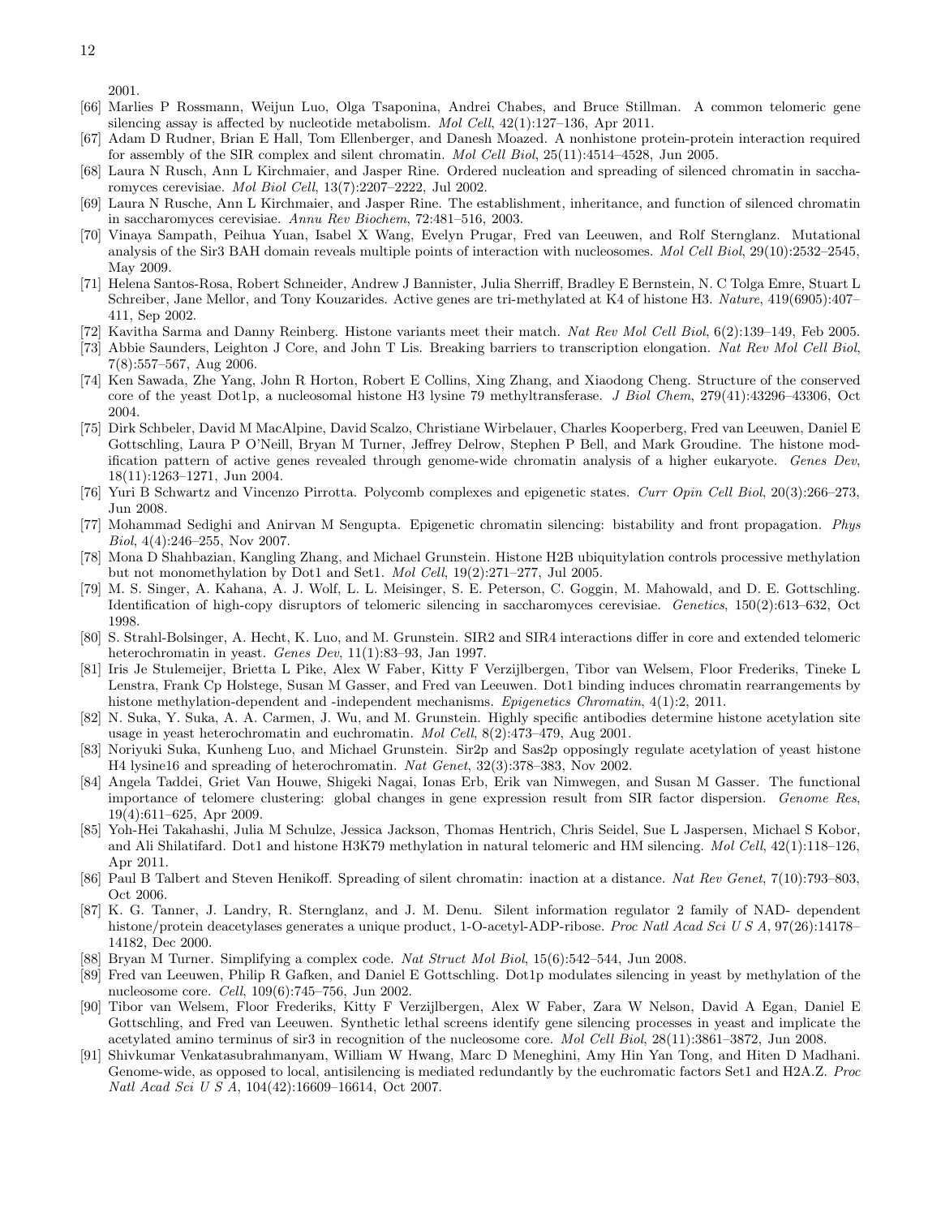2001.

[66] Marlies P Rossmann, Weijun Luo, Olga Tsaponina, Andrei Chabes, and Bruce Stillman. A common telomeric gene silencing assay is affected by nucleotide metabolism. *Mol Cell*, 42(1):127–136, Apr 2011.

[67] Adam D Rudner, Brian E Hall, Tom Ellenberger, and Danesh Moazed. A nonhistone protein-protein interaction required for assembly of the SIR complex and silent chromatin. *Mol Cell Biol*, 25(11):4514–4528, Jun 2005.

[68] Laura N Rusch, Ann L Kirchmaier, and Jasper Rine. Ordered nucleation and spreading of silenced chromatin in saccharomyces cerevisiae. *Mol Biol Cell*, 13(7):2207–2222, Jul 2002.

[69] Laura N Rusche, Ann L Kirchmaier, and Jasper Rine. The establishment, inheritance, and function of silenced chromatin in saccharomyces cerevisiae. *Annu Rev Biochem*, 72:481–516, 2003.

[70] Vinaya Sampath, Peihua Yuan, Isabel X Wang, Evelyn Prugar, Fred van Leeuwen, and Rolf Sternglanz. Mutational analysis of the Sir3 BAH domain reveals multiple points of interaction with nucleosomes. *Mol Cell Biol*, 29(10):2532–2545, May 2009.

[71] Helena Santos-Rosa, Robert Schneider, Andrew J Bannister, Julia Sherriff, Bradley E Bernstein, N. C Tolga Emre, Stuart L Schreiber, Jane Mellor, and Tony Kouzarides. Active genes are tri-methylated at K4 of histone H3. *Nature*, 419(6905):407–411, Sep 2002.

[72] Kavitha Sarma and Danny Reinberg. Histone variants meet their match. *Nat Rev Mol Cell Biol*, 6(2):139–149, Feb 2005.

[73] Abbie Saunders, Leighton J Core, and John T Lis. Breaking barriers to transcription elongation. *Nat Rev Mol Cell Biol*, 7(8):557–567, Aug 2006.

[74] Ken Sawada, Zhe Yang, John R Horton, Robert E Collins, Xing Zhang, and Xiaodong Cheng. Structure of the conserved core of the yeast Dot1p, a nucleosomal histone H3 lysine 79 methyltransferase. *J Biol Chem*, 279(41):43296–43306, Oct 2004.

[75] Dirk Schbeler, David M MacAlpine, David Scalzo, Christiane Wirbelauer, Charles Kooperberg, Fred van Leeuwen, Daniel E Gottschling, Laura P O'Neill, Bryan M Turner, Jeffrey Delrow, Stephen P Bell, and Mark Groudine. The histone modification pattern of active genes revealed through genome-wide chromatin analysis of a higher eukaryote. *Genes Dev*, 18(11):1263–1271, Jun 2004.

[76] Yuri B Schwartz and Vincenzo Pirrotta. Polycomb complexes and epigenetic states. *Curr Opin Cell Biol*, 20(3):266–273, Jun 2008.

[77] Mohammad Sedighi and Anirvan M Sengupta. Epigenetic chromatin silencing: bistability and front propagation. *Phys Biol*, 4(4):246–255, Nov 2007.

[78] Mona D Shahbazian, Kangling Zhang, and Michael Grunstein. Histone H2B ubiquitylation controls processive methylation but not monomethylation by Dot1 and Set1. *Mol Cell*, 19(2):271–277, Jul 2005.

[79] M. S. Singer, A. Kahana, A. J. Wolf, L. L. Meisinger, S. E. Peterson, C. Goggin, M. Mahowald, and D. E. Gottschling. Identification of high-copy disruptors of telomeric silencing in saccharomyces cerevisiae. *Genetics*, 150(2):613–632, Oct 1998.

[80] S. Strahl-Bolsinger, A. Hecht, K. Luo, and M. Grunstein. SIR2 and SIR4 interactions differ in core and extended telomeric heterochromatin in yeast. *Genes Dev*, 11(1):83–93, Jan 1997.

[81] Iris Je Stulemeijer, Brietta L Pike, Alex W Faber, Kitty F Verzijlbergen, Tibor van Welsem, Floor Frederiks, Tineke L Lenstra, Frank Cp Holstege, Susan M Gasser, and Fred van Leeuwen. Dot1 binding induces chromatin rearrangements by histone methylation-dependent and -independent mechanisms. *Epigenetics Chromatin*, 4(1):2, 2011.

[82] N. Suka, Y. Suka, A. A. Carmen, J. Wu, and M. Grunstein. Highly specific antibodies determine histone acetylation site usage in yeast heterochromatin and euchromatin. *Mol Cell*, 8(2):473–479, Aug 2001.

[83] Noriyuki Suka, Kunheng Luo, and Michael Grunstein. Sir2p and Sas2p opposingly regulate acetylation of yeast histone H4 lysine16 and spreading of heterochromatin. *Nat Genet*, 32(3):378–383, Nov 2002.

[84] Angela Taddei, Griet Van Houwe, Shigeki Nagai, Ionas Erb, Erik van Nimwegen, and Susan M Gasser. The functional importance of telomere clustering: global changes in gene expression result from SIR factor dispersion. *Genome Res*, 19(4):611–625, Apr 2009.

[85] Yoh-Hei Takahashi, Julia M Schulze, Jessica Jackson, Thomas Hentrich, Chris Seidel, Sue L Jaspersen, Michael S Kobor, and Ali Shilatifard. Dot1 and histone H3K79 methylation in natural telomeric and HM silencing. *Mol Cell*, 42(1):118–126, Apr 2011.

[86] Paul B Talbert and Steven Henikoff. Spreading of silent chromatin: inaction at a distance. *Nat Rev Genet*, 7(10):793–803, Oct 2006.

[87] K. G. Tanner, J. Landry, R. Sternglanz, and J. M. Denu. Silent information regulator 2 family of NAD- dependent histone/protein deacetylases generates a unique product, 1-O-acetyl-ADP-ribose. *Proc Natl Acad Sci U S A*, 97(26):14178–14182, Dec 2000.

[88] Bryan M Turner. Simplifying a complex code. *Nat Struct Mol Biol*, 15(6):542–544, Jun 2008.

[89] Fred van Leeuwen, Philip R Gafken, and Daniel E Gottschling. Dot1p modulates silencing in yeast by methylation of the nucleosome core. *Cell*, 109(6):745–756, Jun 2002.

[90] Tibor van Welsem, Floor Frederiks, Kitty F Verzijlbergen, Alex W Faber, Zara W Nelson, David A Egan, Daniel E Gottschling, and Fred van Leeuwen. Synthetic lethal screens identify gene silencing processes in yeast and implicate the acetylated amino terminus of sir3 in recognition of the nucleosome core. *Mol Cell Biol*, 28(11):3861–3872, Jun 2008.

[91] Shivkumar Venkatasubrahmanyam, William W Hwang, Marc D Meneghini, Amy Hin Yan Tong, and Hiten D Madhani. Genome-wide, as opposed to local, antisilencing is mediated redundantly by the euchromatic factors Set1 and H2A.Z. *Proc Natl Acad Sci U S A*, 104(42):16609–16614, Oct 2007.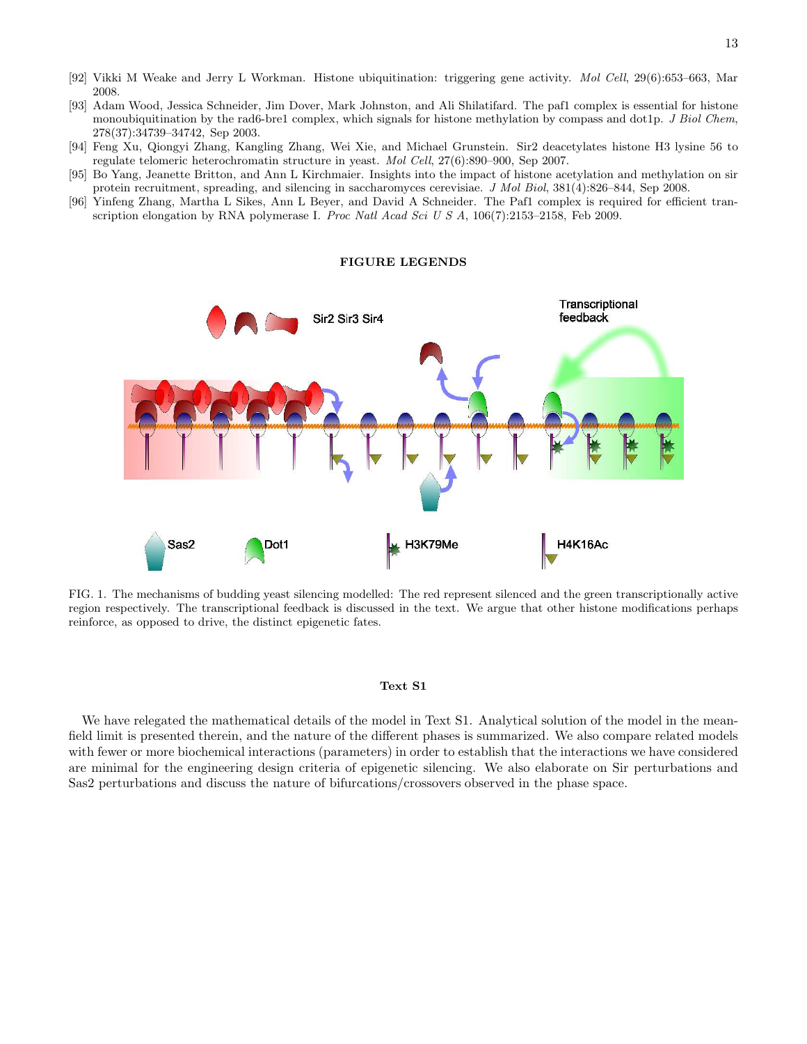[92] Vikki M Weake and Jerry L Workman. Histone ubiquitination: triggering gene activity. *Mol Cell*, 29(6):653–663, Mar 2008.

[93] Adam Wood, Jessica Schneider, Jim Dover, Mark Johnston, and Ali Shilatifard. The paf1 complex is essential for histone monoubiquitination by the rad6-bre1 complex, which signals for histone methylation by compass and dot1p. *J Biol Chem*, 278(37):34739–34742, Sep 2003.

[94] Feng Xu, Qiongyi Zhang, Kangling Zhang, Wei Xie, and Michael Grunstein. Sir2 deacetylates histone H3 lysine 56 to regulate telomeric heterochromatin structure in yeast. *Mol Cell*, 27(6):890–900, Sep 2007.

[95] Bo Yang, Jeanette Britton, and Ann L Kirchmaier. Insights into the impact of histone acetylation and methylation on sir protein recruitment, spreading, and silencing in saccharomyces cerevisiae. *J Mol Biol*, 381(4):826–844, Sep 2008.

[96] Yinfeng Zhang, Martha L Sikes, Ann L Beyer, and David A Schneider. The Paf1 complex is required for efficient transcription elongation by RNA polymerase I. *Proc Natl Acad Sci U S A*, 106(7):2153–2158, Feb 2009.

## FIGURE LEGENDS

FIG. 1. The mechanisms of budding yeast silencing modelled: The red represent silenced and the green transcriptionally active region respectively. The transcriptional feedback is discussed in the text. We argue that other histone modifications perhaps reinforce, as opposed to drive, the distinct epigenetic fates.

### Text S1

We have relegated the mathematical details of the model in Text S1. Analytical solution of the model in the mean-field limit is presented therein, and the nature of the different phases is summarized. We also compare related models with fewer or more biochemical interactions (parameters) in order to establish that the interactions we have considered are minimal for the engineering design criteria of epigenetic silencing. We also elaborate on Sir perturbations and Sas2 perturbations and discuss the nature of bifurcations/crossovers observed in the phase space.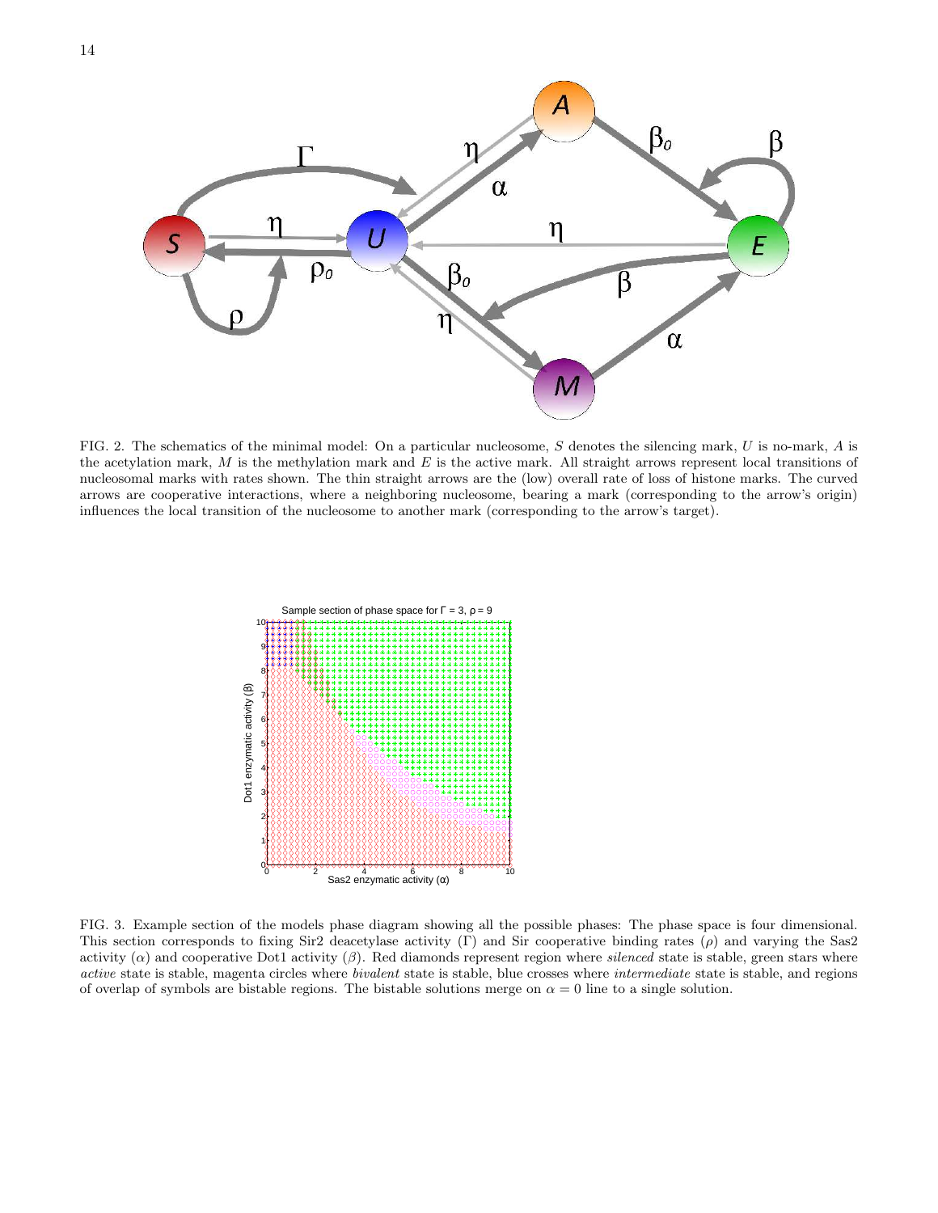FIG. 2. The schematics of the minimal model: On a particular nucleosome, $S$ denotes the silencing mark, $U$ is no-mark, $A$ is the acetylation mark, $M$ is the methylation mark and $E$ is the active mark. All straight arrows represent local transitions of nucleosomal marks with rates shown. The thin straight arrows are the (low) overall rate of loss of histone marks. The curved arrows are cooperative interactions, where a neighboring nucleosome, bearing a mark (corresponding to the arrow's origin) influences the local transition of the nucleosome to another mark (corresponding to the arrow's target).

FIG. 3. Example section of the models phase diagram showing all the possible phases: The phase space is four dimensional. This section corresponds to fixing Sir2 deacetylase activity ($\Gamma$) and Sir cooperative binding rates ($\rho$) and varying the Sas2 activity ($\alpha$) and cooperative Dot1 activity ($\beta$). Red diamonds represent region where *silenced* state is stable, green stars where *active* state is stable, magenta circles where *bivalent* state is stable, blue crosses where *intermediate* state is stable, and regions of overlap of symbols are bistable regions. The bistable solutions merge on $\alpha = 0$ line to a single solution.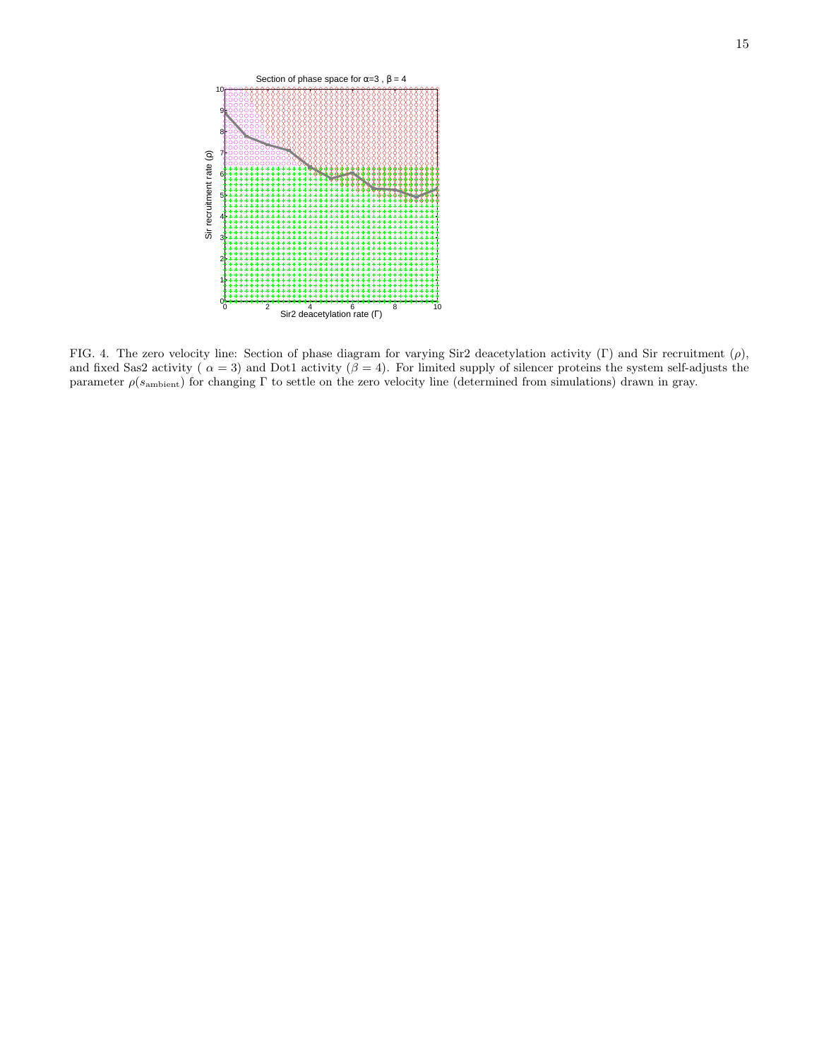FIG. 4. The zero velocity line: Section of phase diagram for varying Sir2 deacetylation activity ($\Gamma$) and Sir recruitment ($\rho$), and fixed Sas2 activity ( $\alpha = 3$) and Dot1 activity ($\beta = 4$). For limited supply of silencer proteins the system self-adjusts the parameter $\rho(s_{\text{ambient}})$ for changing $\Gamma$ to settle on the zero velocity line (determined from simulations) drawn in gray.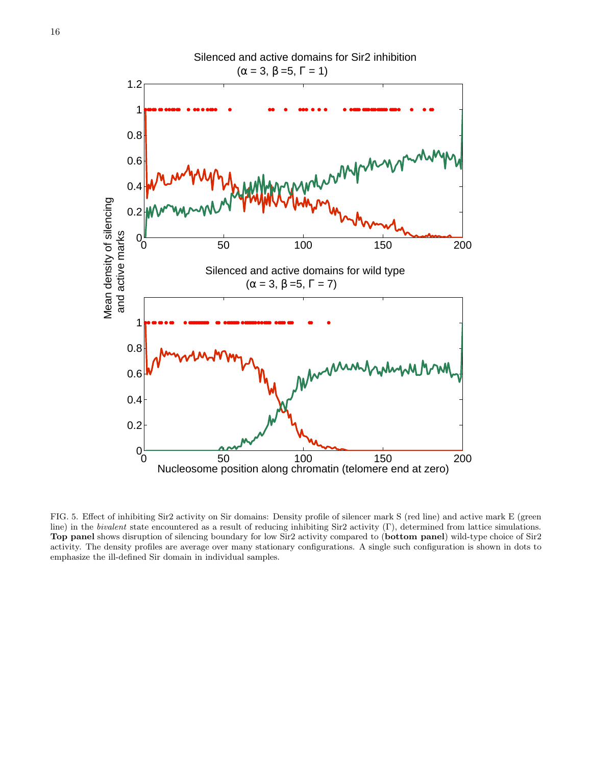FIG. 5. Effect of inhibiting Sir2 activity on Sir domains: Density profile of silencer mark S (red line) and active mark E (green line) in the *bivalent* state encountered as a result of reducing inhibiting Sir2 activity ($\Gamma$), determined from lattice simulations. **Top panel** shows disruption of silencing boundary for low Sir2 activity compared to (**bottom panel**) wild-type choice of Sir2 activity. The density profiles are average over many stationary configurations. A single such configuration is shown in dots to emphasize the ill-defined Sir domain in individual samples.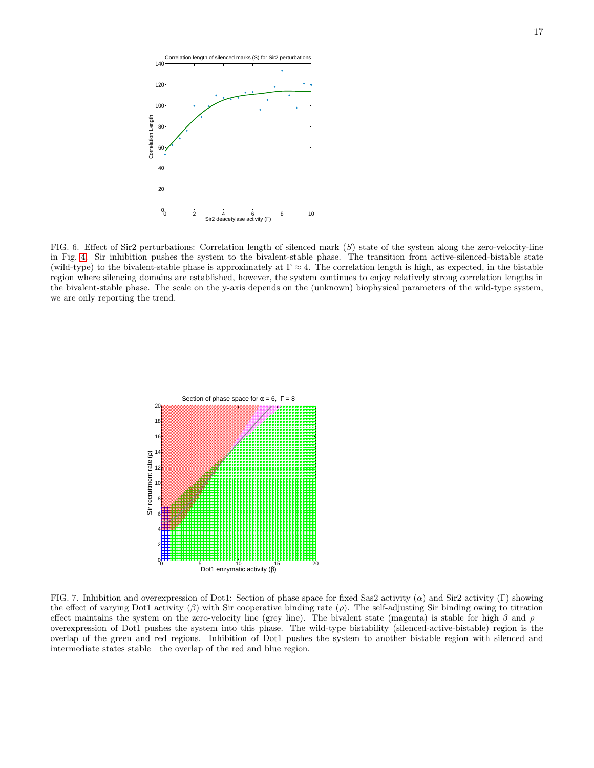FIG. 6. Effect of Sir2 perturbations: Correlation length of silenced mark ($S$) state of the system along the zero-velocity-line in Fig. 4. Sir inhibition pushes the system to the bivalent-stable phase. The transition from active-silenced-bistable state (wild-type) to the bivalent-stable phase is approximately at $\Gamma \approx 4$. The correlation length is high, as expected, in the bistable region where silencing domains are established, however, the system continues to enjoy relatively strong correlation lengths in the bivalent-stable phase. The scale on the y-axis depends on the (unknown) biophysical parameters of the wild-type system, we are only reporting the trend.

FIG. 7. Inhibition and overexpression of Dot1: Section of phase space for fixed Sas2 activity ($\alpha$) and Sir2 activity ($\Gamma$) showing the effect of varying Dot1 activity ($\beta$) with Sir cooperative binding rate ($\rho$). The self-adjusting Sir binding owing to titration effect maintains the system on the zero-velocity line (grey line). The bivalent state (magenta) is stable for high $\beta$ and $\rho$—overexpression of Dot1 pushes the system into this phase. The wild-type bistability (silenced-active-bistable) region is the overlap of the green and red regions. Inhibition of Dot1 pushes the system to another bistable region with silenced and intermediate states stable—the overlap of the red and blue region.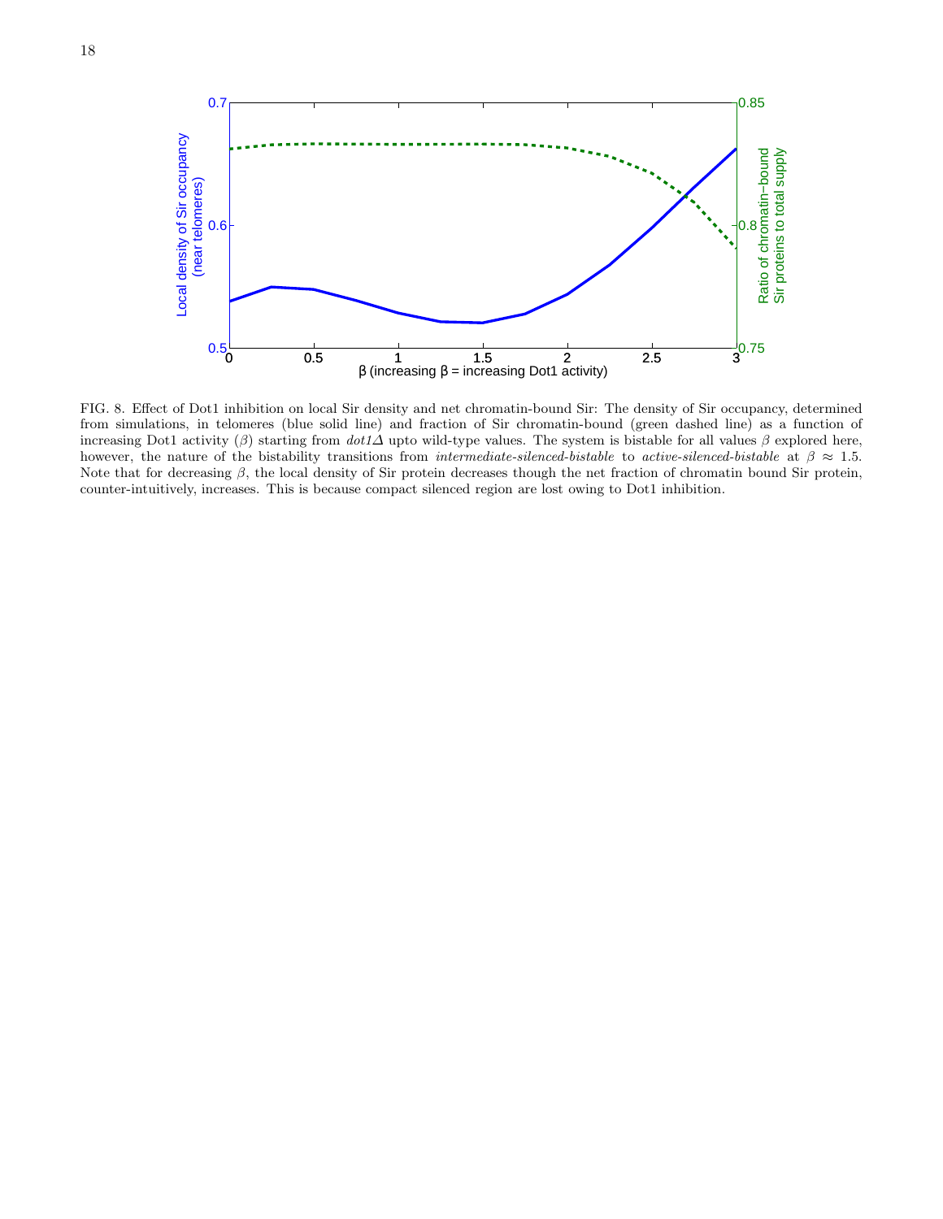FIG. 8. Effect of Dot1 inhibition on local Sir density and net chromatin-bound Sir: The density of Sir occupancy, determined from simulations, in telomeres (blue solid line) and fraction of Sir chromatin-bound (green dashed line) as a function of increasing Dot1 activity ($\beta$) starting from *dot1Δ* upto wild-type values. The system is bistable for all values $\beta$ explored here, however, the nature of the bistability transitions from *intermediate-silenced-bistable* to *active-silenced-bistable* at $\beta \approx 1.5$. Note that for decreasing $\beta$, the local density of Sir protein decreases though the net fraction of chromatin bound Sir protein, counter-intuitively, increases. This is because compact silenced region are lost owing to Dot1 inhibition.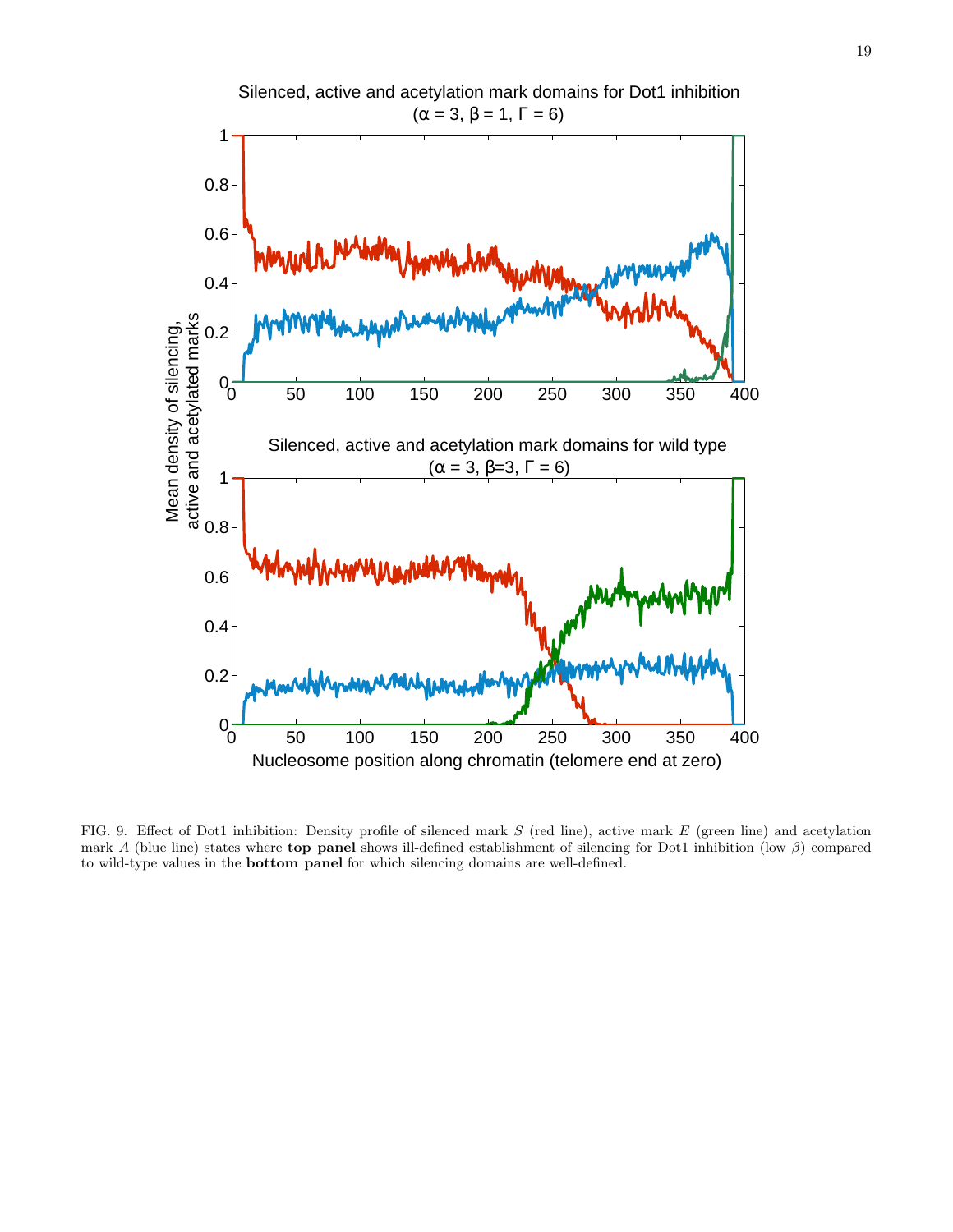FIG. 9. Effect of Dot1 inhibition: Density profile of silenced mark $S$ (red line), active mark $E$ (green line) and acetylation mark $A$ (blue line) states where **top panel** shows ill-defined establishment of silencing for Dot1 inhibition (low $\beta$) compared to wild-type values in the **bottom panel** for which silencing domains are well-defined.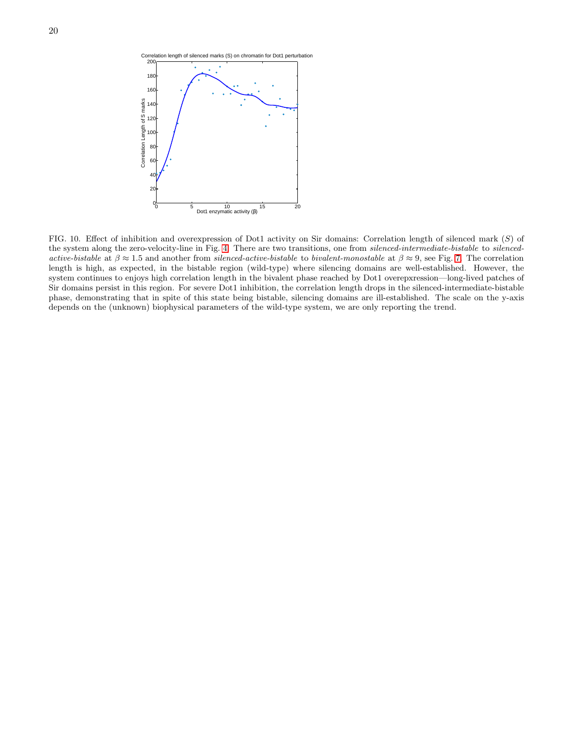Correlation length of silenced marks (S) on chromatin for Dot1 perturbation

Correlation Length of S marks

0
20
40
60
80
100
120
140
160
180
200

0
5
10
15
20

Dot1 enzymatic activity (β)

FIG. 10. Effect of inhibition and overexpression of Dot1 activity on Sir domains: Correlation length of silenced mark ($S$) of the system along the zero-velocity-line in Fig. 4. There are two transitions, one from *silenced-intermediate-bistable* to *silenced-active-bistable* at $\beta \approx 1.5$ and another from *silenced-active-bistable* to *bivalent-monostable* at $\beta \approx 9$, see Fig. 7. The correlation length is high, as expected, in the bistable region (wild-type) where silencing domains are well-established. However, the system continues to enjoys high correlation length in the bivalent phase reached by Dot1 overepxression—long-lived patches of Sir domains persist in this region. For severe Dot1 inhibition, the correlation length drops in the silenced-intermediate-bistable phase, demonstrating that in spite of this state being bistable, silencing domains are ill-established. The scale on the y-axis depends on the (unknown) biophysical parameters of the wild-type system, we are only reporting the trend.